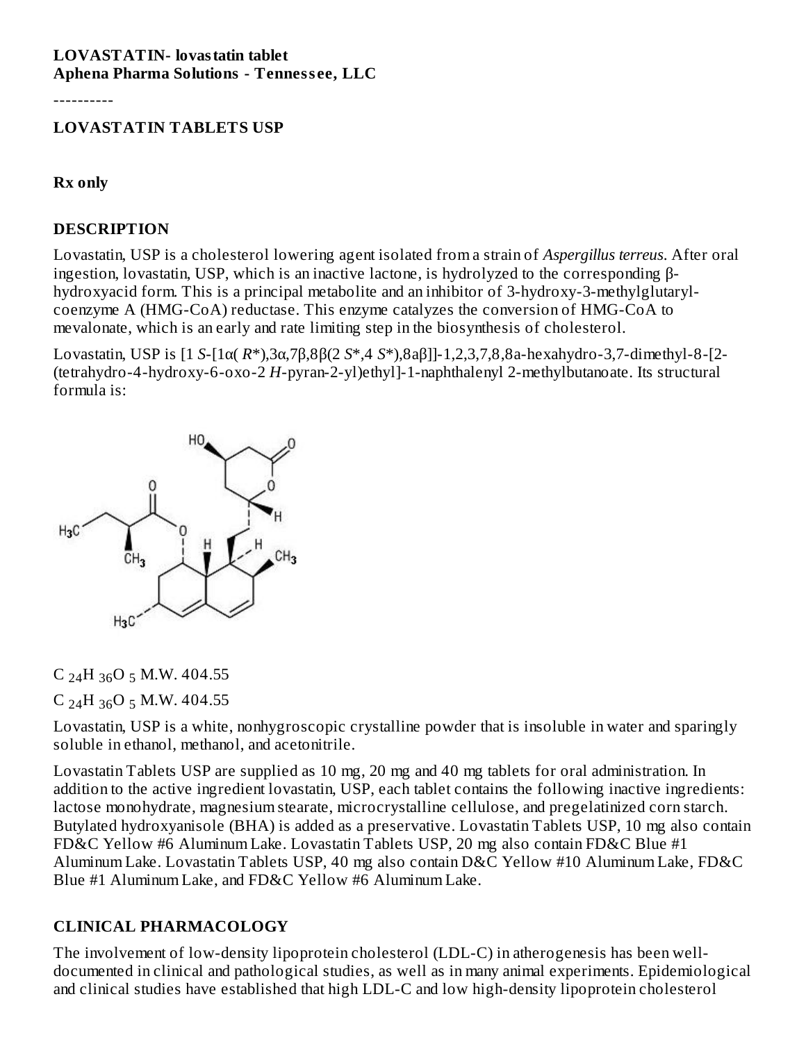**LOVASTATIN- lovastatin tablet**
**Aphena Pharma Solutions - Tennessee, LLC**

----------

**LOVASTATIN TABLETS USP**

**Rx only**

## DESCRIPTION

Lovastatin, USP is a cholesterol lowering agent isolated from a strain of *Aspergillus terreus*. After oral ingestion, lovastatin, USP, which is an inactive lactone, is hydrolyzed to the corresponding β-hydroxyacid form. This is a principal metabolite and an inhibitor of 3-hydroxy-3-methylglutaryl-coenzyme A (HMG-CoA) reductase. This enzyme catalyzes the conversion of HMG-CoA to mevalonate, which is an early and rate limiting step in the biosynthesis of cholesterol.

Lovastatin, USP is [1 *S*-[1α( *R*\*),3α,7β,8β(2 *S*\*,4 *S*\*),8aβ]]-1,2,3,7,8,8a-hexahydro-3,7-dimethyl-8-[2-(tetrahydro-4-hydroxy-6-oxo-2 *H*-pyran-2-yl)ethyl]-1-naphthalenyl 2-methylbutanoate. Its structural formula is:

$C_{24}H_{36}O_5$ M.W. 404.55

$C_{24}H_{36}O_5$ M.W. 404.55

Lovastatin, USP is a white, nonhygroscopic crystalline powder that is insoluble in water and sparingly soluble in ethanol, methanol, and acetonitrile.

Lovastatin Tablets USP are supplied as 10 mg, 20 mg and 40 mg tablets for oral administration. In addition to the active ingredient lovastatin, USP, each tablet contains the following inactive ingredients: lactose monohydrate, magnesium stearate, microcrystalline cellulose, and pregelatinized corn starch. Butylated hydroxyanisole (BHA) is added as a preservative. Lovastatin Tablets USP, 10 mg also contain FD&C Yellow #6 Aluminum Lake. Lovastatin Tablets USP, 20 mg also contain FD&C Blue #1 Aluminum Lake. Lovastatin Tablets USP, 40 mg also contain D&C Yellow #10 Aluminum Lake, FD&C Blue #1 Aluminum Lake, and FD&C Yellow #6 Aluminum Lake.

## CLINICAL PHARMACOLOGY

The involvement of low-density lipoprotein cholesterol (LDL-C) in atherogenesis has been well-documented in clinical and pathological studies, as well as in many animal experiments. Epidemiological and clinical studies have established that high LDL-C and low high-density lipoprotein cholesterol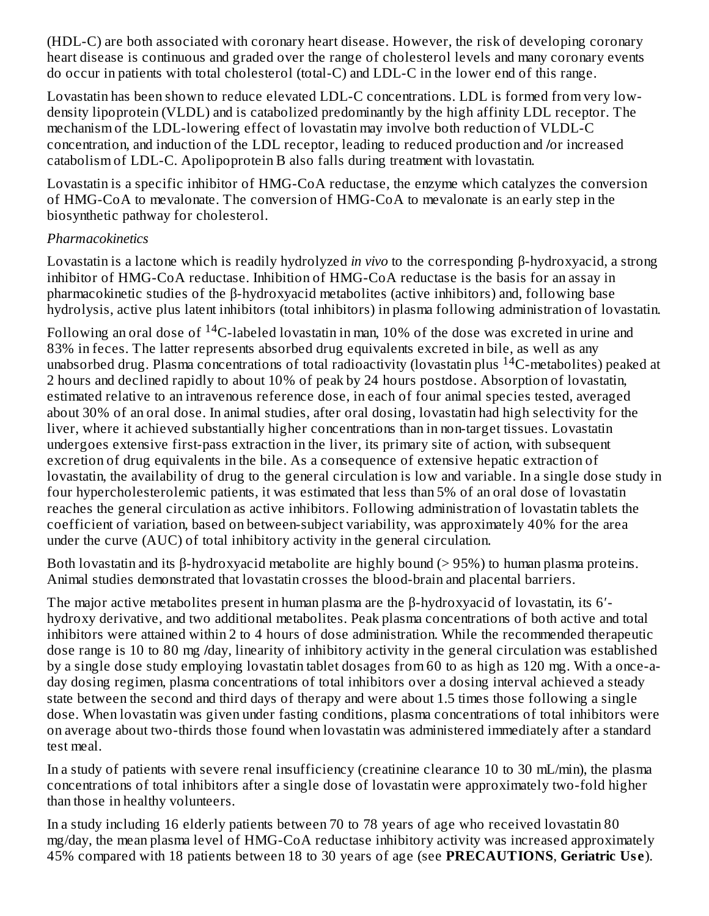(HDL-C) are both associated with coronary heart disease. However, the risk of developing coronary heart disease is continuous and graded over the range of cholesterol levels and many coronary events do occur in patients with total cholesterol (total-C) and LDL-C in the lower end of this range.

Lovastatin has been shown to reduce elevated LDL-C concentrations. LDL is formed from very low-density lipoprotein (VLDL) and is catabolized predominantly by the high affinity LDL receptor. The mechanism of the LDL-lowering effect of lovastatin may involve both reduction of VLDL-C concentration, and induction of the LDL receptor, leading to reduced production and /or increased catabolism of LDL-C. Apolipoprotein B also falls during treatment with lovastatin.

Lovastatin is a specific inhibitor of HMG-CoA reductase, the enzyme which catalyzes the conversion of HMG-CoA to mevalonate. The conversion of HMG-CoA to mevalonate is an early step in the biosynthetic pathway for cholesterol.

*Pharmacokinetics*

Lovastatin is a lactone which is readily hydrolyzed *in vivo* to the corresponding β-hydroxyacid, a strong inhibitor of HMG-CoA reductase. Inhibition of HMG-CoA reductase is the basis for an assay in pharmacokinetic studies of the β-hydroxyacid metabolites (active inhibitors) and, following base hydrolysis, active plus latent inhibitors (total inhibitors) in plasma following administration of lovastatin.

Following an oral dose of $^{14}$C-labeled lovastatin in man, 10% of the dose was excreted in urine and 83% in feces. The latter represents absorbed drug equivalents excreted in bile, as well as any unabsorbed drug. Plasma concentrations of total radioactivity (lovastatin plus $^{14}$C-metabolites) peaked at 2 hours and declined rapidly to about 10% of peak by 24 hours postdose. Absorption of lovastatin, estimated relative to an intravenous reference dose, in each of four animal species tested, averaged about 30% of an oral dose. In animal studies, after oral dosing, lovastatin had high selectivity for the liver, where it achieved substantially higher concentrations than in non-target tissues. Lovastatin undergoes extensive first-pass extraction in the liver, its primary site of action, with subsequent excretion of drug equivalents in the bile. As a consequence of extensive hepatic extraction of lovastatin, the availability of drug to the general circulation is low and variable. In a single dose study in four hypercholesterolemic patients, it was estimated that less than 5% of an oral dose of lovastatin reaches the general circulation as active inhibitors. Following administration of lovastatin tablets the coefficient of variation, based on between-subject variability, was approximately 40% for the area under the curve (AUC) of total inhibitory activity in the general circulation.

Both lovastatin and its β-hydroxyacid metabolite are highly bound (> 95%) to human plasma proteins. Animal studies demonstrated that lovastatin crosses the blood-brain and placental barriers.

The major active metabolites present in human plasma are the β-hydroxyacid of lovastatin, its 6′-hydroxy derivative, and two additional metabolites. Peak plasma concentrations of both active and total inhibitors were attained within 2 to 4 hours of dose administration. While the recommended therapeutic dose range is 10 to 80 mg /day, linearity of inhibitory activity in the general circulation was established by a single dose study employing lovastatin tablet dosages from 60 to as high as 120 mg. With a once-a-day dosing regimen, plasma concentrations of total inhibitors over a dosing interval achieved a steady state between the second and third days of therapy and were about 1.5 times those following a single dose. When lovastatin was given under fasting conditions, plasma concentrations of total inhibitors were on average about two-thirds those found when lovastatin was administered immediately after a standard test meal.

In a study of patients with severe renal insufficiency (creatinine clearance 10 to 30 mL/min), the plasma concentrations of total inhibitors after a single dose of lovastatin were approximately two-fold higher than those in healthy volunteers.

In a study including 16 elderly patients between 70 to 78 years of age who received lovastatin 80 mg/day, the mean plasma level of HMG-CoA reductase inhibitory activity was increased approximately 45% compared with 18 patients between 18 to 30 years of age (see **PRECAUTIONS**, **Geriatric Use**).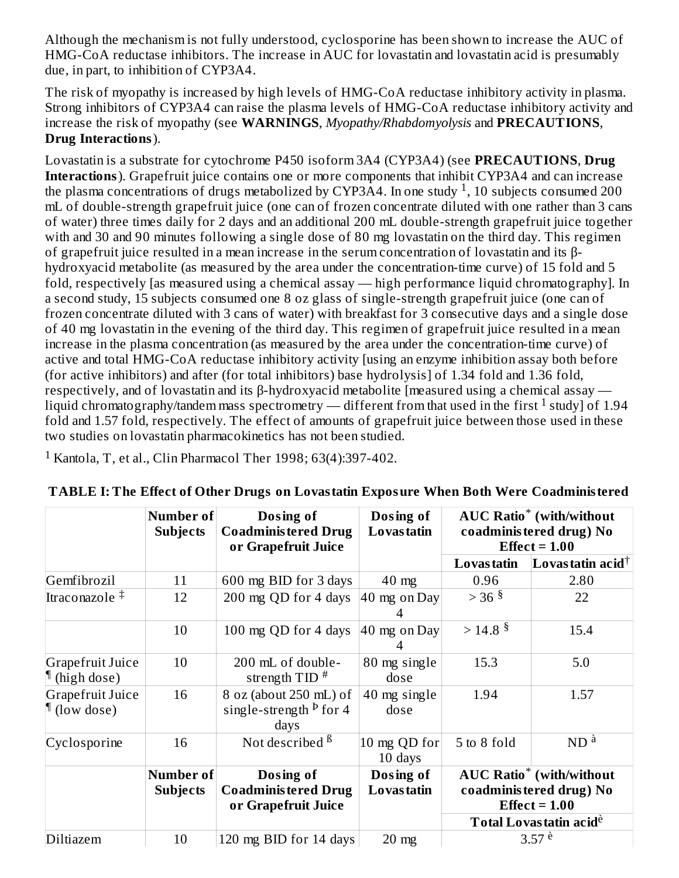Although the mechanism is not fully understood, cyclosporine has been shown to increase the AUC of HMG-CoA reductase inhibitors. The increase in AUC for lovastatin and lovastatin acid is presumably due, in part, to inhibition of CYP3A4.

The risk of myopathy is increased by high levels of HMG-CoA reductase inhibitory activity in plasma. Strong inhibitors of CYP3A4 can raise the plasma levels of HMG-CoA reductase inhibitory activity and increase the risk of myopathy (see **WARNINGS**, *Myopathy/Rhabdomyolysis* and **PRECAUTIONS**, **Drug Interactions**).

Lovastatin is a substrate for cytochrome P450 isoform 3A4 (CYP3A4) (see **PRECAUTIONS**, **Drug Interactions**). Grapefruit juice contains one or more components that inhibit CYP3A4 and can increase the plasma concentrations of drugs metabolized by CYP3A4. In one study [1], 10 subjects consumed 200 mL of double-strength grapefruit juice (one can of frozen concentrate diluted with one rather than 3 cans of water) three times daily for 2 days and an additional 200 mL double-strength grapefruit juice together with and 30 and 90 minutes following a single dose of 80 mg lovastatin on the third day. This regimen of grapefruit juice resulted in a mean increase in the serum concentration of lovastatin and its β-hydroxyacid metabolite (as measured by the area under the concentration-time curve) of 15 fold and 5 fold, respectively [as measured using a chemical assay — high performance liquid chromatography]. In a second study, 15 subjects consumed one 8 oz glass of single-strength grapefruit juice (one can of frozen concentrate diluted with 3 cans of water) with breakfast for 3 consecutive days and a single dose of 40 mg lovastatin in the evening of the third day. This regimen of grapefruit juice resulted in a mean increase in the plasma concentration (as measured by the area under the concentration-time curve) of active and total HMG-CoA reductase inhibitory activity [using an enzyme inhibition assay both before (for active inhibitors) and after (for total inhibitors) base hydrolysis] of 1.34 fold and 1.36 fold, respectively, and of lovastatin and its β-hydroxyacid metabolite [measured using a chemical assay — liquid chromatography/tandem mass spectrometry — different from that used in the first [1] study] of 1.94 fold and 1.57 fold, respectively. The effect of amounts of grapefruit juice between those used in these two studies on lovastatin pharmacokinetics has not been studied.

[1] Kantola, T, et al., Clin Pharmacol Ther 1998; 63(4):397-402.

**TABLE I: The Effect of Other Drugs on Lovastatin Exposure When Both Were Coadministered**

| | Number of Subjects | Dosing of Coadministered Drug or Grapefruit Juice | Dosing of Lovastatin | AUC Ratio* (with/without coadministered drug) No Effect = 1.00 | |
|---|---|---|---|---|---|
| | | | | **Lovastatin** | **Lovastatin acid†** |
| Gemfibrozil | 11 | 600 mg BID for 3 days | 40 mg | 0.96 | 2.80 |
| Itraconazole ‡ | 12 | 200 mg QD for 4 days | 40 mg on Day 4 | > 36 § | 22 |
| | 10 | 100 mg QD for 4 days | 40 mg on Day 4 | > 14.8 § | 15.4 |
| Grapefruit Juice ¶ (high dose) | 10 | 200 mL of double-strength TID # | 80 mg single dose | 15.3 | 5.0 |
| Grapefruit Juice ¶ (low dose) | 16 | 8 oz (about 250 mL) of single-strength Þ for 4 days | 40 mg single dose | 1.94 | 1.57 |
| Cyclosporine | 16 | Not described ß | 10 mg QD for 10 days | 5 to 8 fold | ND à |
| | **Number of Subjects** | **Dosing of Coadministered Drug or Grapefruit Juice** | **Dosing of Lovastatin** | **AUC Ratio* (with/without coadministered drug) No Effect = 1.00** | |
| | | | | **Total Lovastatin acidè** | |
| Diltiazem | 10 | 120 mg BID for 14 days | 20 mg | 3.57 è | |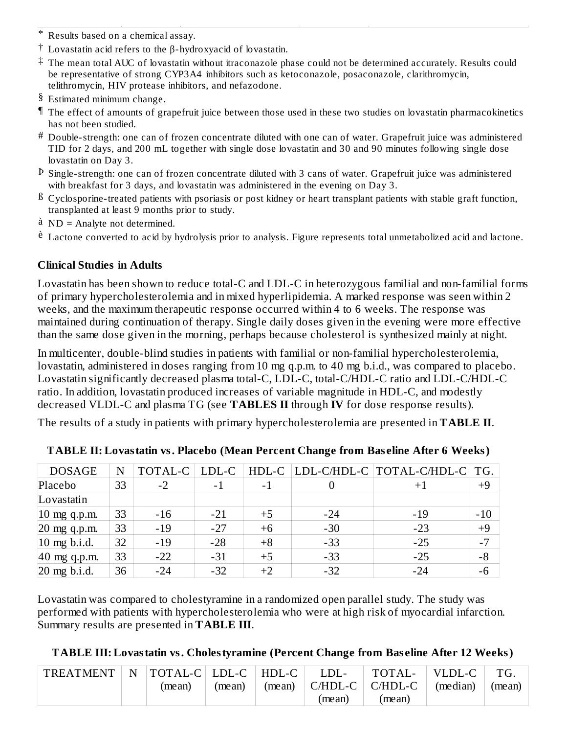\* Results based on a chemical assay.

† Lovastatin acid refers to the β-hydroxyacid of lovastatin.

‡ The mean total AUC of lovastatin without itraconazole phase could not be determined accurately. Results could be representative of strong CYP3A4 inhibitors such as ketoconazole, posaconazole, clarithromycin, telithromycin, HIV protease inhibitors, and nefazodone.

§ Estimated minimum change.

¶ The effect of amounts of grapefruit juice between those used in these two studies on lovastatin pharmacokinetics has not been studied.

\# Double-strength: one can of frozen concentrate diluted with one can of water. Grapefruit juice was administered TID for 2 days, and 200 mL together with single dose lovastatin and 30 and 90 minutes following single dose lovastatin on Day 3.

Þ Single-strength: one can of frozen concentrate diluted with 3 cans of water. Grapefruit juice was administered with breakfast for 3 days, and lovastatin was administered in the evening on Day 3.

ß Cyclosporine-treated patients with psoriasis or post kidney or heart transplant patients with stable graft function, transplanted at least 9 months prior to study.

à ND = Analyte not determined.

è Lactone converted to acid by hydrolysis prior to analysis. Figure represents total unmetabolized acid and lactone.

### Clinical Studies in Adults

Lovastatin has been shown to reduce total-C and LDL-C in heterozygous familial and non-familial forms of primary hypercholesterolemia and in mixed hyperlipidemia. A marked response was seen within 2 weeks, and the maximum therapeutic response occurred within 4 to 6 weeks. The response was maintained during continuation of therapy. Single daily doses given in the evening were more effective than the same dose given in the morning, perhaps because cholesterol is synthesized mainly at night.

In multicenter, double-blind studies in patients with familial or non-familial hypercholesterolemia, lovastatin, administered in doses ranging from 10 mg q.p.m. to 40 mg b.i.d., was compared to placebo. Lovastatin significantly decreased plasma total-C, LDL-C, total-C/HDL-C ratio and LDL-C/HDL-C ratio. In addition, lovastatin produced increases of variable magnitude in HDL-C, and modestly decreased VLDL-C and plasma TG (see **TABLES II** through **IV** for dose response results).

The results of a study in patients with primary hypercholesterolemia are presented in **TABLE II**.

**TABLE II: Lovastatin vs. Placebo (Mean Percent Change from Baseline After 6 Weeks)**

| DOSAGE | N | TOTAL-C | LDL-C | HDL-C | LDL-C/HDL-C | TOTAL-C/HDL-C | TG. |
|---|---|---|---|---|---|---|---|
| Placebo | 33 | -2 | -1 | -1 | 0 | +1 | +9 |
| Lovastatin | | | | | | | |
| 10 mg q.p.m. | 33 | -16 | -21 | +5 | -24 | -19 | -10 |
| 20 mg q.p.m. | 33 | -19 | -27 | +6 | -30 | -23 | +9 |
| 10 mg b.i.d. | 32 | -19 | -28 | +8 | -33 | -25 | -7 |
| 40 mg q.p.m. | 33 | -22 | -31 | +5 | -33 | -25 | -8 |
| 20 mg b.i.d. | 36 | -24 | -32 | +2 | -32 | -24 | -6 |

Lovastatin was compared to cholestyramine in a randomized open parallel study. The study was performed with patients with hypercholesterolemia who were at high risk of myocardial infarction. Summary results are presented in **TABLE III**.

**TABLE III: Lovastatin vs. Cholestyramine (Percent Change from Baseline After 12 Weeks)**

| TREATMENT | N | TOTAL-C (mean) | LDL-C (mean) | HDL-C (mean) | LDL-C/HDL-C (mean) | TOTAL-C/HDL-C (mean) | VLDL-C (median) | TG. (mean) |
|---|---|---|---|---|---|---|---|---|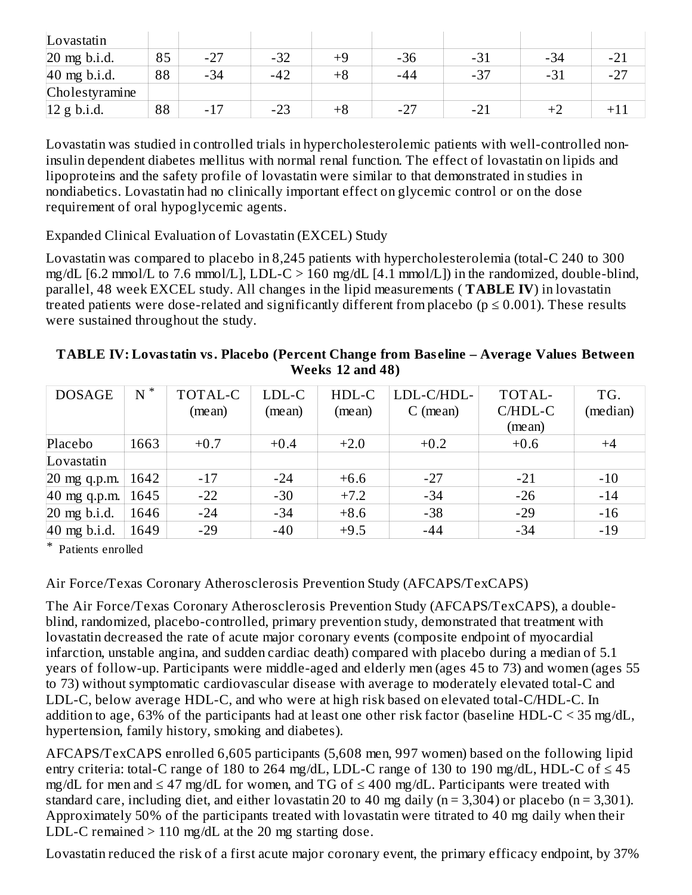| Lovastatin | | | | | | | | |
|---|---|---|---|---|---|---|---|---|
| 20 mg b.i.d. | 85 | -27 | -32 | +9 | -36 | -31 | -34 | -21 |
| 40 mg b.i.d. | 88 | -34 | -42 | +8 | -44 | -37 | -31 | -27 |
| Cholestyramine | | | | | | | | |
| 12 g b.i.d. | 88 | -17 | -23 | +8 | -27 | -21 | +2 | +11 |

Lovastatin was studied in controlled trials in hypercholesterolemic patients with well-controlled non-insulin dependent diabetes mellitus with normal renal function. The effect of lovastatin on lipids and lipoproteins and the safety profile of lovastatin were similar to that demonstrated in studies in nondiabetics. Lovastatin had no clinically important effect on glycemic control or on the dose requirement of oral hypoglycemic agents.

Expanded Clinical Evaluation of Lovastatin (EXCEL) Study

Lovastatin was compared to placebo in 8,245 patients with hypercholesterolemia (total-C 240 to 300 mg/dL [6.2 mmol/L to 7.6 mmol/L], LDL-C > 160 mg/dL [4.1 mmol/L]) in the randomized, double-blind, parallel, 48 week EXCEL study. All changes in the lipid measurements ( **TABLE IV**) in lovastatin treated patients were dose-related and significantly different from placebo ($p \leq 0.001$). These results were sustained throughout the study.

**TABLE IV: Lovastatin vs. Placebo (Percent Change from Baseline – Average Values Between Weeks 12 and 48)**

| DOSAGE | N * | TOTAL-C (mean) | LDL-C (mean) | HDL-C (mean) | LDL-C/HDL-C (mean) | TOTAL-C/HDL-C (mean) | TG. (median) |
|---|---|---|---|---|---|---|---|
| Placebo | 1663 | +0.7 | +0.4 | +2.0 | +0.2 | +0.6 | +4 |
| Lovastatin | | | | | | | |
| 20 mg q.p.m. | 1642 | -17 | -24 | +6.6 | -27 | -21 | -10 |
| 40 mg q.p.m. | 1645 | -22 | -30 | +7.2 | -34 | -26 | -14 |
| 20 mg b.i.d. | 1646 | -24 | -34 | +8.6 | -38 | -29 | -16 |
| 40 mg b.i.d. | 1649 | -29 | -40 | +9.5 | -44 | -34 | -19 |

\* Patients enrolled

Air Force/Texas Coronary Atherosclerosis Prevention Study (AFCAPS/TexCAPS)

The Air Force/Texas Coronary Atherosclerosis Prevention Study (AFCAPS/TexCAPS), a double-blind, randomized, placebo-controlled, primary prevention study, demonstrated that treatment with lovastatin decreased the rate of acute major coronary events (composite endpoint of myocardial infarction, unstable angina, and sudden cardiac death) compared with placebo during a median of 5.1 years of follow-up. Participants were middle-aged and elderly men (ages 45 to 73) and women (ages 55 to 73) without symptomatic cardiovascular disease with average to moderately elevated total-C and LDL-C, below average HDL-C, and who were at high risk based on elevated total-C/HDL-C. In addition to age, 63% of the participants had at least one other risk factor (baseline HDL-C < 35 mg/dL, hypertension, family history, smoking and diabetes).

AFCAPS/TexCAPS enrolled 6,605 participants (5,608 men, 997 women) based on the following lipid entry criteria: total-C range of 180 to 264 mg/dL, LDL-C range of 130 to 190 mg/dL, HDL-C of ≤ 45 mg/dL for men and ≤ 47 mg/dL for women, and TG of ≤ 400 mg/dL. Participants were treated with standard care, including diet, and either lovastatin 20 to 40 mg daily ($n = 3{,}304$) or placebo ($n = 3{,}301$). Approximately 50% of the participants treated with lovastatin were titrated to 40 mg daily when their LDL-C remained > 110 mg/dL at the 20 mg starting dose.

Lovastatin reduced the risk of a first acute major coronary event, the primary efficacy endpoint, by 37%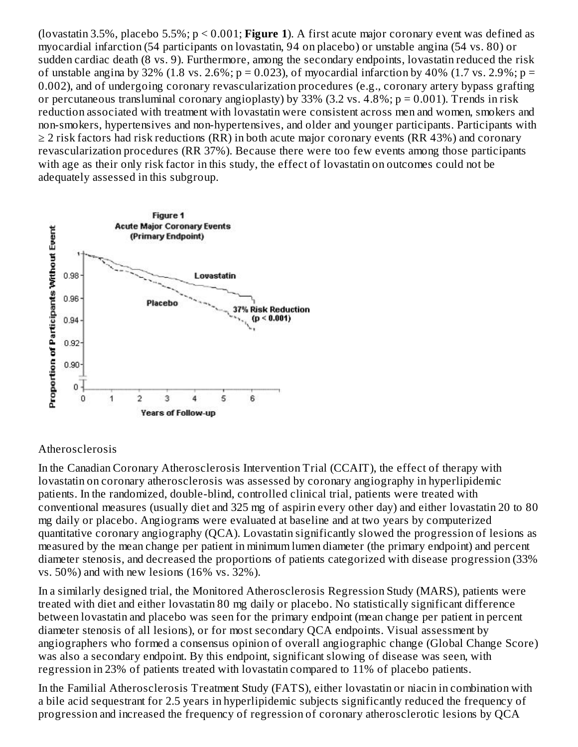(lovastatin 3.5%, placebo 5.5%; $p < 0.001$; **Figure 1**). A first acute major coronary event was defined as myocardial infarction (54 participants on lovastatin, 94 on placebo) or unstable angina (54 vs. 80) or sudden cardiac death (8 vs. 9). Furthermore, among the secondary endpoints, lovastatin reduced the risk of unstable angina by 32% (1.8 vs. 2.6%; $p = 0.023$), of myocardial infarction by 40% (1.7 vs. 2.9%; $p = 0.002$), and of undergoing coronary revascularization procedures (e.g., coronary artery bypass grafting or percutaneous transluminal coronary angioplasty) by 33% (3.2 vs. 4.8%; $p = 0.001$). Trends in risk reduction associated with treatment with lovastatin were consistent across men and women, smokers and non-smokers, hypertensives and non-hypertensives, and older and younger participants. Participants with ≥ 2 risk factors had risk reductions (RR) in both acute major coronary events (RR 43%) and coronary revascularization procedures (RR 37%). Because there were too few events among those participants with age as their only risk factor in this study, the effect of lovastatin on outcomes could not be adequately assessed in this subgroup.

**Figure 1**
**Acute Major Coronary Events**
**(Primary Endpoint)**

Atherosclerosis

In the Canadian Coronary Atherosclerosis Intervention Trial (CCAIT), the effect of therapy with lovastatin on coronary atherosclerosis was assessed by coronary angiography in hyperlipidemic patients. In the randomized, double-blind, controlled clinical trial, patients were treated with conventional measures (usually diet and 325 mg of aspirin every other day) and either lovastatin 20 to 80 mg daily or placebo. Angiograms were evaluated at baseline and at two years by computerized quantitative coronary angiography (QCA). Lovastatin significantly slowed the progression of lesions as measured by the mean change per patient in minimum lumen diameter (the primary endpoint) and percent diameter stenosis, and decreased the proportions of patients categorized with disease progression (33% vs. 50%) and with new lesions (16% vs. 32%).

In a similarly designed trial, the Monitored Atherosclerosis Regression Study (MARS), patients were treated with diet and either lovastatin 80 mg daily or placebo. No statistically significant difference between lovastatin and placebo was seen for the primary endpoint (mean change per patient in percent diameter stenosis of all lesions), or for most secondary QCA endpoints. Visual assessment by angiographers who formed a consensus opinion of overall angiographic change (Global Change Score) was also a secondary endpoint. By this endpoint, significant slowing of disease was seen, with regression in 23% of patients treated with lovastatin compared to 11% of placebo patients.

In the Familial Atherosclerosis Treatment Study (FATS), either lovastatin or niacin in combination with a bile acid sequestrant for 2.5 years in hyperlipidemic subjects significantly reduced the frequency of progression and increased the frequency of regression of coronary atherosclerotic lesions by QCA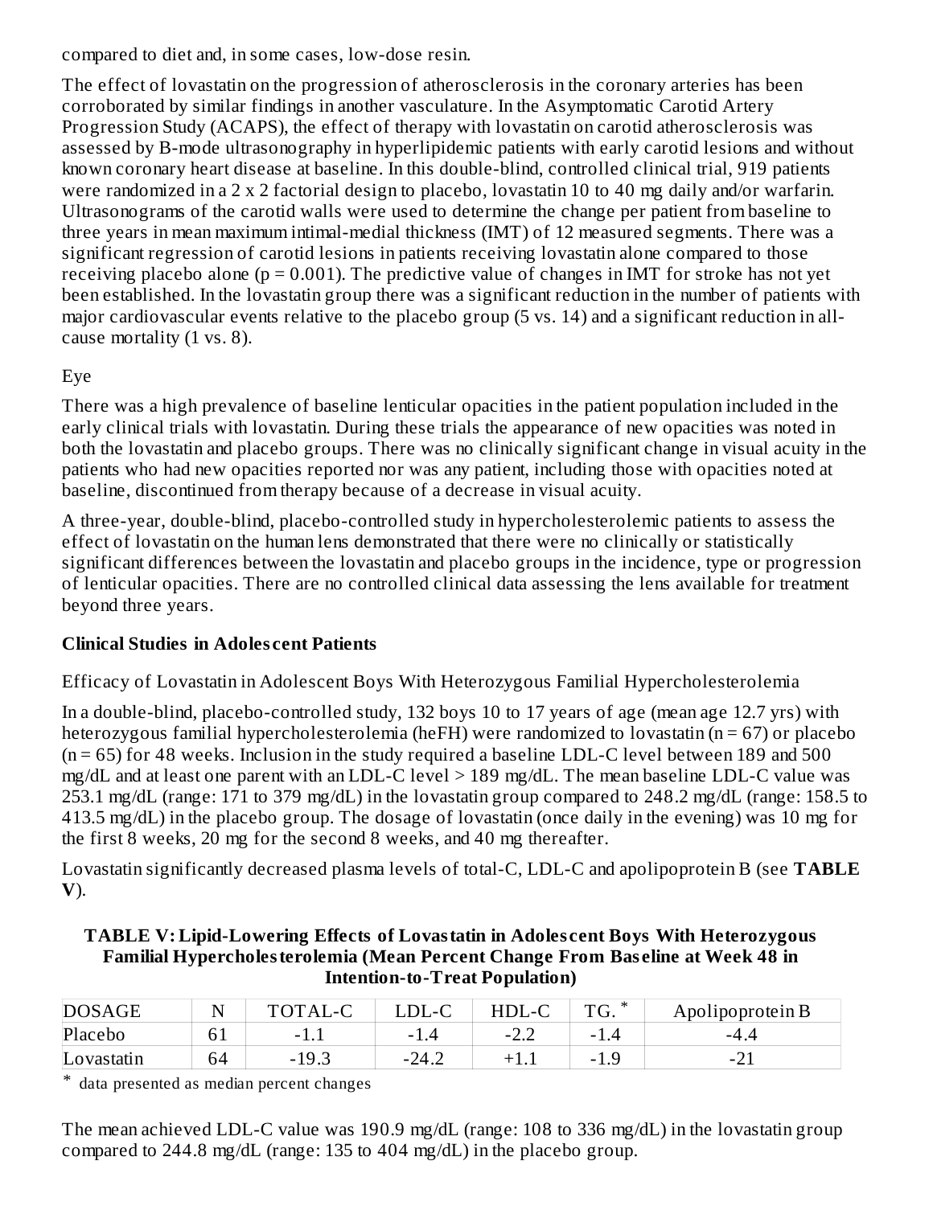compared to diet and, in some cases, low-dose resin.

The effect of lovastatin on the progression of atherosclerosis in the coronary arteries has been corroborated by similar findings in another vasculature. In the Asymptomatic Carotid Artery Progression Study (ACAPS), the effect of therapy with lovastatin on carotid atherosclerosis was assessed by B-mode ultrasonography in hyperlipidemic patients with early carotid lesions and without known coronary heart disease at baseline. In this double-blind, controlled clinical trial, 919 patients were randomized in a 2 x 2 factorial design to placebo, lovastatin 10 to 40 mg daily and/or warfarin. Ultrasonograms of the carotid walls were used to determine the change per patient from baseline to three years in mean maximum intimal-medial thickness (IMT) of 12 measured segments. There was a significant regression of carotid lesions in patients receiving lovastatin alone compared to those receiving placebo alone ($p = 0.001$). The predictive value of changes in IMT for stroke has not yet been established. In the lovastatin group there was a significant reduction in the number of patients with major cardiovascular events relative to the placebo group (5 vs. 14) and a significant reduction in all-cause mortality (1 vs. 8).

Eye

There was a high prevalence of baseline lenticular opacities in the patient population included in the early clinical trials with lovastatin. During these trials the appearance of new opacities was noted in both the lovastatin and placebo groups. There was no clinically significant change in visual acuity in the patients who had new opacities reported nor was any patient, including those with opacities noted at baseline, discontinued from therapy because of a decrease in visual acuity.

A three-year, double-blind, placebo-controlled study in hypercholesterolemic patients to assess the effect of lovastatin on the human lens demonstrated that there were no clinically or statistically significant differences between the lovastatin and placebo groups in the incidence, type or progression of lenticular opacities. There are no controlled clinical data assessing the lens available for treatment beyond three years.

**Clinical Studies in Adolescent Patients**

Efficacy of Lovastatin in Adolescent Boys With Heterozygous Familial Hypercholesterolemia

In a double-blind, placebo-controlled study, 132 boys 10 to 17 years of age (mean age 12.7 yrs) with heterozygous familial hypercholesterolemia (heFH) were randomized to lovastatin (n = 67) or placebo (n = 65) for 48 weeks. Inclusion in the study required a baseline LDL-C level between 189 and 500 mg/dL and at least one parent with an LDL-C level > 189 mg/dL. The mean baseline LDL-C value was 253.1 mg/dL (range: 171 to 379 mg/dL) in the lovastatin group compared to 248.2 mg/dL (range: 158.5 to 413.5 mg/dL) in the placebo group. The dosage of lovastatin (once daily in the evening) was 10 mg for the first 8 weeks, 20 mg for the second 8 weeks, and 40 mg thereafter.

Lovastatin significantly decreased plasma levels of total-C, LDL-C and apolipoprotein B (see **TABLE V**).

**TABLE V: Lipid-Lowering Effects of Lovastatin in Adolescent Boys With Heterozygous Familial Hypercholesterolemia (Mean Percent Change From Baseline at Week 48 in Intention-to-Treat Population)**

| DOSAGE | N | TOTAL-C | LDL-C | HDL-C | TG. * | Apolipoprotein B |
|---|---|---|---|---|---|---|
| Placebo | 61 | -1.1 | -1.4 | -2.2 | -1.4 | -4.4 |
| Lovastatin | 64 | -19.3 | -24.2 | +1.1 | -1.9 | -21 |

* data presented as median percent changes

The mean achieved LDL-C value was 190.9 mg/dL (range: 108 to 336 mg/dL) in the lovastatin group compared to 244.8 mg/dL (range: 135 to 404 mg/dL) in the placebo group.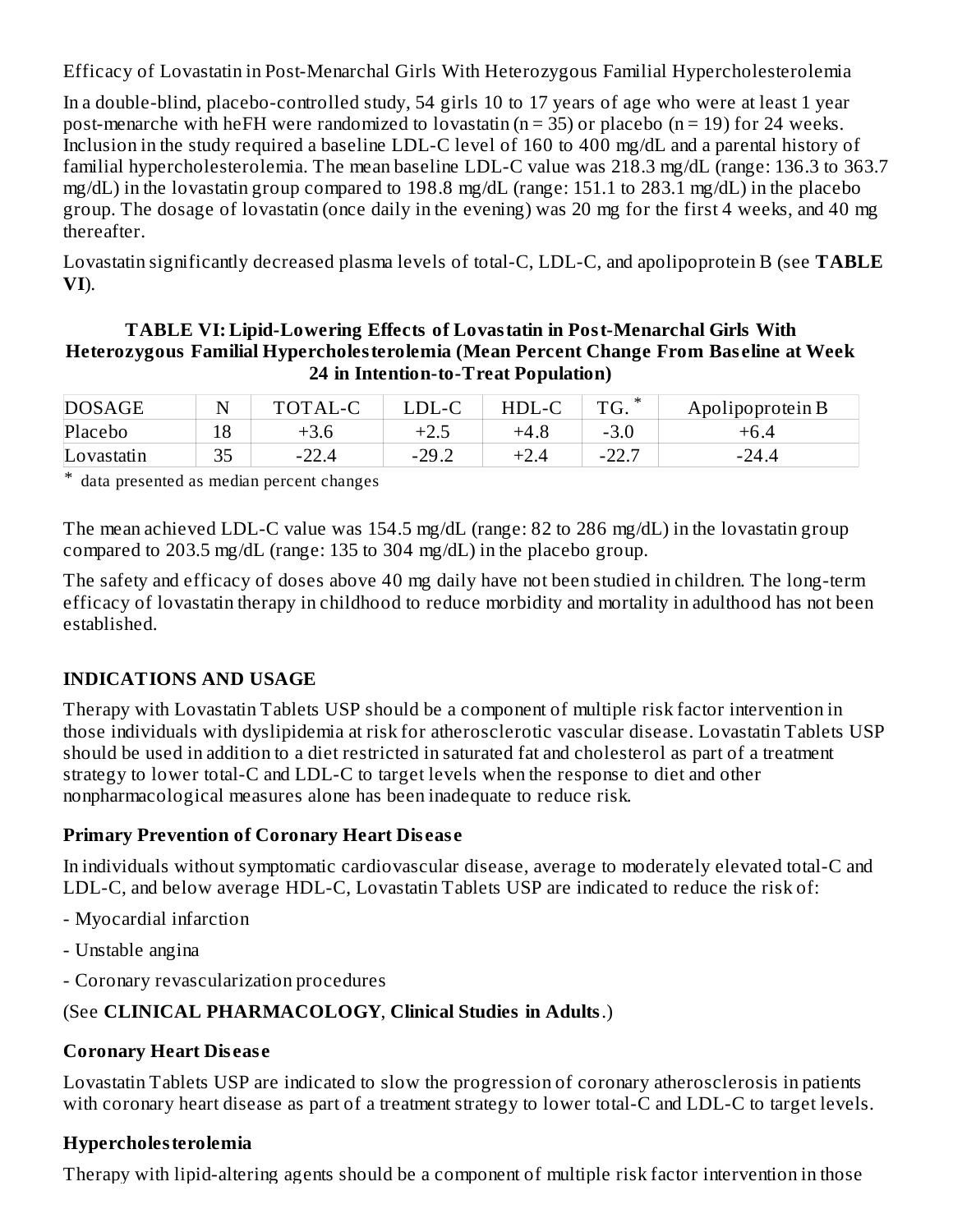Efficacy of Lovastatin in Post-Menarchal Girls With Heterozygous Familial Hypercholesterolemia

In a double-blind, placebo-controlled study, 54 girls 10 to 17 years of age who were at least 1 year post-menarche with heFH were randomized to lovastatin (n = 35) or placebo (n = 19) for 24 weeks. Inclusion in the study required a baseline LDL-C level of 160 to 400 mg/dL and a parental history of familial hypercholesterolemia. The mean baseline LDL-C value was 218.3 mg/dL (range: 136.3 to 363.7 mg/dL) in the lovastatin group compared to 198.8 mg/dL (range: 151.1 to 283.1 mg/dL) in the placebo group. The dosage of lovastatin (once daily in the evening) was 20 mg for the first 4 weeks, and 40 mg thereafter.

Lovastatin significantly decreased plasma levels of total-C, LDL-C, and apolipoprotein B (see **TABLE VI**).

**TABLE VI: Lipid-Lowering Effects of Lovastatin in Post-Menarchal Girls With Heterozygous Familial Hypercholesterolemia (Mean Percent Change From Baseline at Week 24 in Intention-to-Treat Population)**

| DOSAGE | N | TOTAL-C | LDL-C | HDL-C | TG. * | Apolipoprotein B |
|---|---|---|---|---|---|---|
| Placebo | 18 | +3.6 | +2.5 | +4.8 | -3.0 | +6.4 |
| Lovastatin | 35 | -22.4 | -29.2 | +2.4 | -22.7 | -24.4 |

\* data presented as median percent changes

The mean achieved LDL-C value was 154.5 mg/dL (range: 82 to 286 mg/dL) in the lovastatin group compared to 203.5 mg/dL (range: 135 to 304 mg/dL) in the placebo group.

The safety and efficacy of doses above 40 mg daily have not been studied in children. The long-term efficacy of lovastatin therapy in childhood to reduce morbidity and mortality in adulthood has not been established.

## INDICATIONS AND USAGE

Therapy with Lovastatin Tablets USP should be a component of multiple risk factor intervention in those individuals with dyslipidemia at risk for atherosclerotic vascular disease. Lovastatin Tablets USP should be used in addition to a diet restricted in saturated fat and cholesterol as part of a treatment strategy to lower total-C and LDL-C to target levels when the response to diet and other nonpharmacological measures alone has been inadequate to reduce risk.

### Primary Prevention of Coronary Heart Disease

In individuals without symptomatic cardiovascular disease, average to moderately elevated total-C and LDL-C, and below average HDL-C, Lovastatin Tablets USP are indicated to reduce the risk of:

- Myocardial infarction
- Unstable angina
- Coronary revascularization procedures

(See **CLINICAL PHARMACOLOGY**, **Clinical Studies in Adults**.)

### Coronary Heart Disease

Lovastatin Tablets USP are indicated to slow the progression of coronary atherosclerosis in patients with coronary heart disease as part of a treatment strategy to lower total-C and LDL-C to target levels.

### Hypercholesterolemia

Therapy with lipid-altering agents should be a component of multiple risk factor intervention in those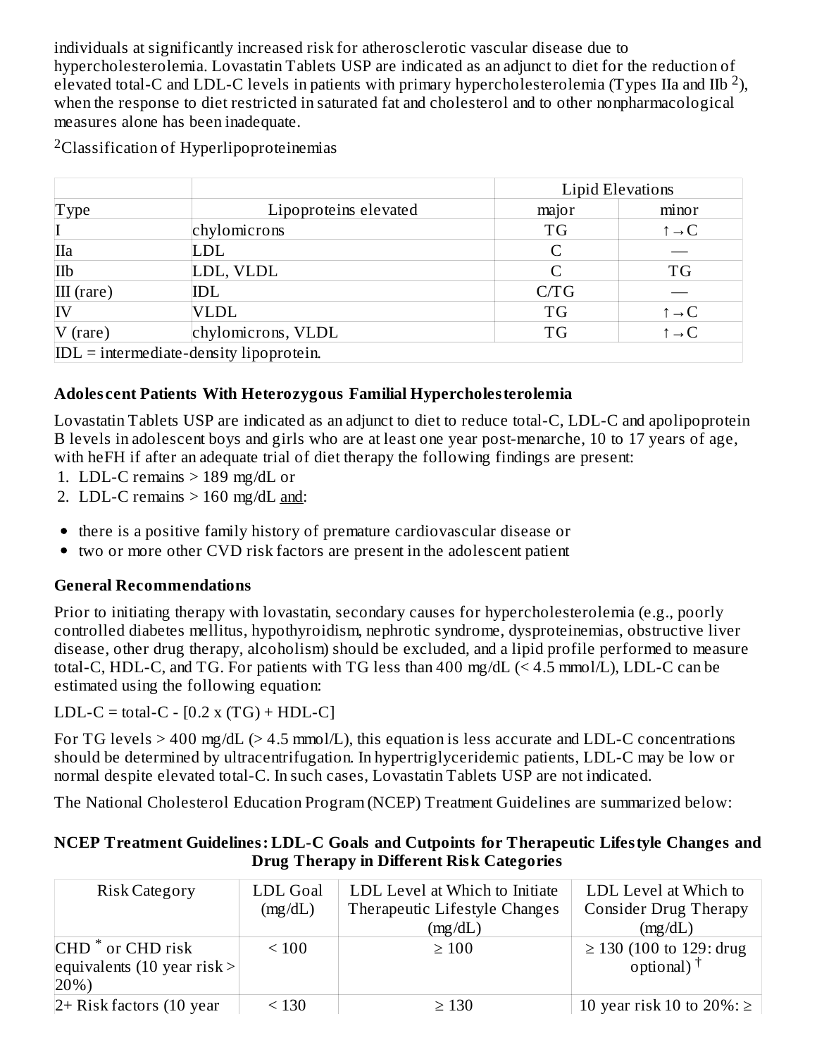individuals at significantly increased risk for atherosclerotic vascular disease due to hypercholesterolemia. Lovastatin Tablets USP are indicated as an adjunct to diet for the reduction of elevated total-C and LDL-C levels in patients with primary hypercholesterolemia (Types IIa and IIb [2]), when the response to diet restricted in saturated fat and cholesterol and to other nonpharmacological measures alone has been inadequate.

[2]Classification of Hyperlipoproteinemias

| | | Lipid Elevations | |
|---|---|---|---|
| Type | Lipoproteins elevated | major | minor |
| I | chylomicrons | TG | ↑→C |
| IIa | LDL | C | — |
| IIb | LDL, VLDL | C | TG |
| III (rare) | IDL | C/TG | — |
| IV | VLDL | TG | ↑→C |
| V (rare) | chylomicrons, VLDL | TG | ↑→C |
| IDL = intermediate-density lipoprotein. | | | |

**Adolescent Patients With Heterozygous Familial Hypercholesterolemia**

Lovastatin Tablets USP are indicated as an adjunct to diet to reduce total-C, LDL-C and apolipoprotein B levels in adolescent boys and girls who are at least one year post-menarche, 10 to 17 years of age, with heFH if after an adequate trial of diet therapy the following findings are present:

1. LDL-C remains > 189 mg/dL or
2. LDL-C remains > 160 mg/dL and:

- there is a positive family history of premature cardiovascular disease or
- two or more other CVD risk factors are present in the adolescent patient

**General Recommendations**

Prior to initiating therapy with lovastatin, secondary causes for hypercholesterolemia (e.g., poorly controlled diabetes mellitus, hypothyroidism, nephrotic syndrome, dysproteinemias, obstructive liver disease, other drug therapy, alcoholism) should be excluded, and a lipid profile performed to measure total-C, HDL-C, and TG. For patients with TG less than 400 mg/dL (< 4.5 mmol/L), LDL-C can be estimated using the following equation:

$$\text{LDL-C} = \text{total-C} - [0.2 \times (\text{TG}) + \text{HDL-C}]$$

For TG levels > 400 mg/dL (> 4.5 mmol/L), this equation is less accurate and LDL-C concentrations should be determined by ultracentrifugation. In hypertriglyceridemic patients, LDL-C may be low or normal despite elevated total-C. In such cases, Lovastatin Tablets USP are not indicated.

The National Cholesterol Education Program (NCEP) Treatment Guidelines are summarized below:

**NCEP Treatment Guidelines: LDL-C Goals and Cutpoints for Therapeutic Lifestyle Changes and Drug Therapy in Different Risk Categories**

| Risk Category | LDL Goal (mg/dL) | LDL Level at Which to Initiate Therapeutic Lifestyle Changes (mg/dL) | LDL Level at Which to Consider Drug Therapy (mg/dL) |
|---|---|---|---|
| CHD * or CHD risk equivalents (10 year risk > 20%) | < 100 | ≥ 100 | ≥ 130 (100 to 129: drug optional) † |
| 2+ Risk factors (10 year | < 130 | ≥ 130 | 10 year risk 10 to 20%: ≥ |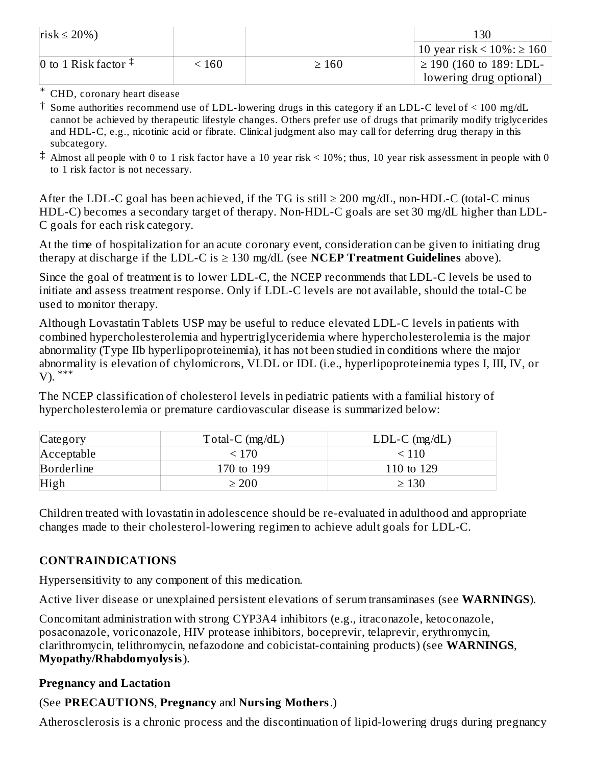| risk ≤ 20%) | | | 130 |
| --- | --- | --- | --- |
| | | | 10 year risk < 10%: ≥ 160 |
| 0 to 1 Risk factor ‡ | < 160 | ≥ 160 | ≥ 190 (160 to 189: LDL-lowering drug optional) |

\* CHD, coronary heart disease

† Some authorities recommend use of LDL-lowering drugs in this category if an LDL-C level of < 100 mg/dL cannot be achieved by therapeutic lifestyle changes. Others prefer use of drugs that primarily modify triglycerides and HDL-C, e.g., nicotinic acid or fibrate. Clinical judgment also may call for deferring drug therapy in this subcategory.

‡ Almost all people with 0 to 1 risk factor have a 10 year risk < 10%; thus, 10 year risk assessment in people with 0 to 1 risk factor is not necessary.

After the LDL-C goal has been achieved, if the TG is still ≥ 200 mg/dL, non-HDL-C (total-C minus HDL-C) becomes a secondary target of therapy. Non-HDL-C goals are set 30 mg/dL higher than LDL-C goals for each risk category.

At the time of hospitalization for an acute coronary event, consideration can be given to initiating drug therapy at discharge if the LDL-C is ≥ 130 mg/dL (see **NCEP Treatment Guidelines** above).

Since the goal of treatment is to lower LDL-C, the NCEP recommends that LDL-C levels be used to initiate and assess treatment response. Only if LDL-C levels are not available, should the total-C be used to monitor therapy.

Although Lovastatin Tablets USP may be useful to reduce elevated LDL-C levels in patients with combined hypercholesterolemia and hypertriglyceridemia where hypercholesterolemia is the major abnormality (Type IIb hyperlipoproteinemia), it has not been studied in conditions where the major abnormality is elevation of chylomicrons, VLDL or IDL (i.e., hyperlipoproteinemia types I, III, IV, or V). ***

The NCEP classification of cholesterol levels in pediatric patients with a familial history of hypercholesterolemia or premature cardiovascular disease is summarized below:

| Category | Total-C (mg/dL) | LDL-C (mg/dL) |
| --- | --- | --- |
| Acceptable | < 170 | < 110 |
| Borderline | 170 to 199 | 110 to 129 |
| High | ≥ 200 | ≥ 130 |

Children treated with lovastatin in adolescence should be re-evaluated in adulthood and appropriate changes made to their cholesterol-lowering regimen to achieve adult goals for LDL-C.

## CONTRAINDICATIONS

Hypersensitivity to any component of this medication.

Active liver disease or unexplained persistent elevations of serum transaminases (see **WARNINGS**).

Concomitant administration with strong CYP3A4 inhibitors (e.g., itraconazole, ketoconazole, posaconazole, voriconazole, HIV protease inhibitors, boceprevir, telaprevir, erythromycin, clarithromycin, telithromycin, nefazodone and cobicistat-containing products) (see **WARNINGS**, **Myopathy/Rhabdomyolysis**).

### Pregnancy and Lactation

(See **PRECAUTIONS**, **Pregnancy** and **Nursing Mothers**.)

Atherosclerosis is a chronic process and the discontinuation of lipid-lowering drugs during pregnancy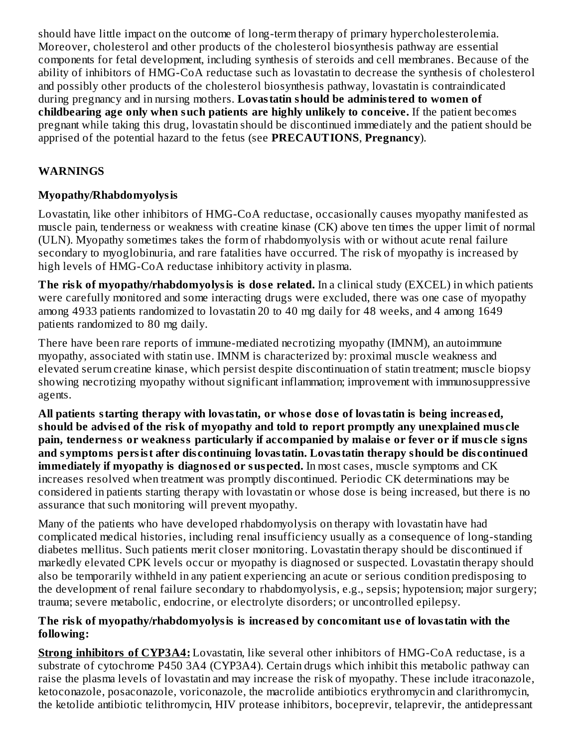should have little impact on the outcome of long-term therapy of primary hypercholesterolemia. Moreover, cholesterol and other products of the cholesterol biosynthesis pathway are essential components for fetal development, including synthesis of steroids and cell membranes. Because of the ability of inhibitors of HMG-CoA reductase such as lovastatin to decrease the synthesis of cholesterol and possibly other products of the cholesterol biosynthesis pathway, lovastatin is contraindicated during pregnancy and in nursing mothers. **Lovastatin should be administered to women of childbearing age only when such patients are highly unlikely to conceive.** If the patient becomes pregnant while taking this drug, lovastatin should be discontinued immediately and the patient should be apprised of the potential hazard to the fetus (see **PRECAUTIONS**, **Pregnancy**).

## WARNINGS

### Myopathy/Rhabdomyolysis

Lovastatin, like other inhibitors of HMG-CoA reductase, occasionally causes myopathy manifested as muscle pain, tenderness or weakness with creatine kinase (CK) above ten times the upper limit of normal (ULN). Myopathy sometimes takes the form of rhabdomyolysis with or without acute renal failure secondary to myoglobinuria, and rare fatalities have occurred. The risk of myopathy is increased by high levels of HMG-CoA reductase inhibitory activity in plasma.

**The risk of myopathy/rhabdomyolysis is dose related.** In a clinical study (EXCEL) in which patients were carefully monitored and some interacting drugs were excluded, there was one case of myopathy among 4933 patients randomized to lovastatin 20 to 40 mg daily for 48 weeks, and 4 among 1649 patients randomized to 80 mg daily.

There have been rare reports of immune-mediated necrotizing myopathy (IMNM), an autoimmune myopathy, associated with statin use. IMNM is characterized by: proximal muscle weakness and elevated serum creatine kinase, which persist despite discontinuation of statin treatment; muscle biopsy showing necrotizing myopathy without significant inflammation; improvement with immunosuppressive agents.

**All patients starting therapy with lovastatin, or whose dose of lovastatin is being increased, should be advised of the risk of myopathy and told to report promptly any unexplained muscle pain, tenderness or weakness particularly if accompanied by malaise or fever or if muscle signs and symptoms persist after discontinuing lovastatin. Lovastatin therapy should be discontinued immediately if myopathy is diagnosed or suspected.** In most cases, muscle symptoms and CK increases resolved when treatment was promptly discontinued. Periodic CK determinations may be considered in patients starting therapy with lovastatin or whose dose is being increased, but there is no assurance that such monitoring will prevent myopathy.

Many of the patients who have developed rhabdomyolysis on therapy with lovastatin have had complicated medical histories, including renal insufficiency usually as a consequence of long-standing diabetes mellitus. Such patients merit closer monitoring. Lovastatin therapy should be discontinued if markedly elevated CPK levels occur or myopathy is diagnosed or suspected. Lovastatin therapy should also be temporarily withheld in any patient experiencing an acute or serious condition predisposing to the development of renal failure secondary to rhabdomyolysis, e.g., sepsis; hypotension; major surgery; trauma; severe metabolic, endocrine, or electrolyte disorders; or uncontrolled epilepsy.

**The risk of myopathy/rhabdomyolysis is increased by concomitant use of lovastatin with the following:**

**Strong inhibitors of CYP3A4:** Lovastatin, like several other inhibitors of HMG-CoA reductase, is a substrate of cytochrome P450 3A4 (CYP3A4). Certain drugs which inhibit this metabolic pathway can raise the plasma levels of lovastatin and may increase the risk of myopathy. These include itraconazole, ketoconazole, posaconazole, voriconazole, the macrolide antibiotics erythromycin and clarithromycin, the ketolide antibiotic telithromycin, HIV protease inhibitors, boceprevir, telaprevir, the antidepressant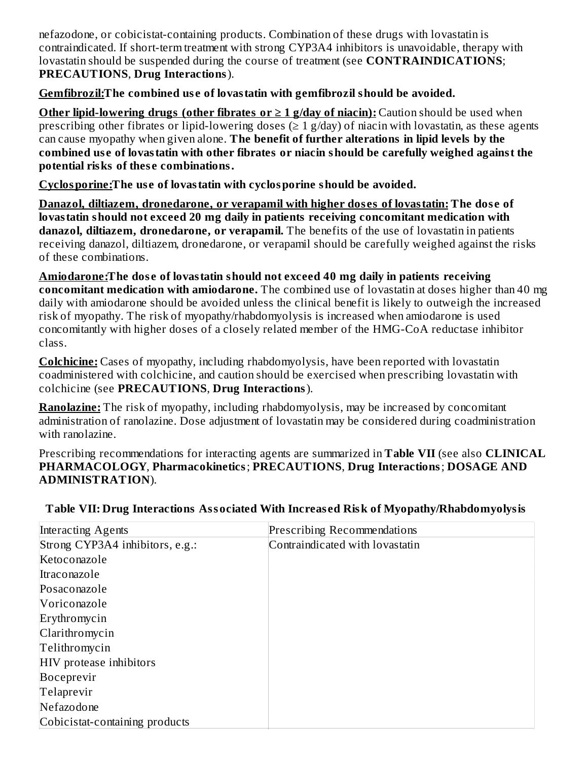nefazodone, or cobicistat-containing products. Combination of these drugs with lovastatin is contraindicated. If short-term treatment with strong CYP3A4 inhibitors is unavoidable, therapy with lovastatin should be suspended during the course of treatment (see **CONTRAINDICATIONS**; **PRECAUTIONS**, **Drug Interactions**).

**Gemfibrozil: The combined use of lovastatin with gemfibrozil should be avoided.**

**Other lipid-lowering drugs (other fibrates or ≥ 1 g/day of niacin):** Caution should be used when prescribing other fibrates or lipid-lowering doses (≥ 1 g/day) of niacin with lovastatin, as these agents can cause myopathy when given alone. **The benefit of further alterations in lipid levels by the combined use of lovastatin with other fibrates or niacin should be carefully weighed against the potential risks of these combinations.**

**Cyclosporine: The use of lovastatin with cyclosporine should be avoided.**

**Danazol, diltiazem, dronedarone, or verapamil with higher doses of lovastatin: The dose of lovastatin should not exceed 20 mg daily in patients receiving concomitant medication with danazol, diltiazem, dronedarone, or verapamil.** The benefits of the use of lovastatin in patients receiving danazol, diltiazem, dronedarone, or verapamil should be carefully weighed against the risks of these combinations.

**Amiodarone: The dose of lovastatin should not exceed 40 mg daily in patients receiving concomitant medication with amiodarone.** The combined use of lovastatin at doses higher than 40 mg daily with amiodarone should be avoided unless the clinical benefit is likely to outweigh the increased risk of myopathy. The risk of myopathy/rhabdomyolysis is increased when amiodarone is used concomitantly with higher doses of a closely related member of the HMG-CoA reductase inhibitor class.

**Colchicine:** Cases of myopathy, including rhabdomyolysis, have been reported with lovastatin coadministered with colchicine, and caution should be exercised when prescribing lovastatin with colchicine (see **PRECAUTIONS**, **Drug Interactions**).

**Ranolazine:** The risk of myopathy, including rhabdomyolysis, may be increased by concomitant administration of ranolazine. Dose adjustment of lovastatin may be considered during coadministration with ranolazine.

Prescribing recommendations for interacting agents are summarized in **Table VII** (see also **CLINICAL PHARMACOLOGY**, **Pharmacokinetics**; **PRECAUTIONS**, **Drug Interactions**; **DOSAGE AND ADMINISTRATION**).

**Table VII: Drug Interactions Associated With Increased Risk of Myopathy/Rhabdomyolysis**

| Interacting Agents | Prescribing Recommendations |
|---|---|
| Strong CYP3A4 inhibitors, e.g.:<br>Ketoconazole<br>Itraconazole<br>Posaconazole<br>Voriconazole<br>Erythromycin<br>Clarithromycin<br>Telithromycin<br>HIV protease inhibitors<br>Boceprevir<br>Telaprevir<br>Nefazodone<br>Cobicistat-containing products | Contraindicated with lovastatin |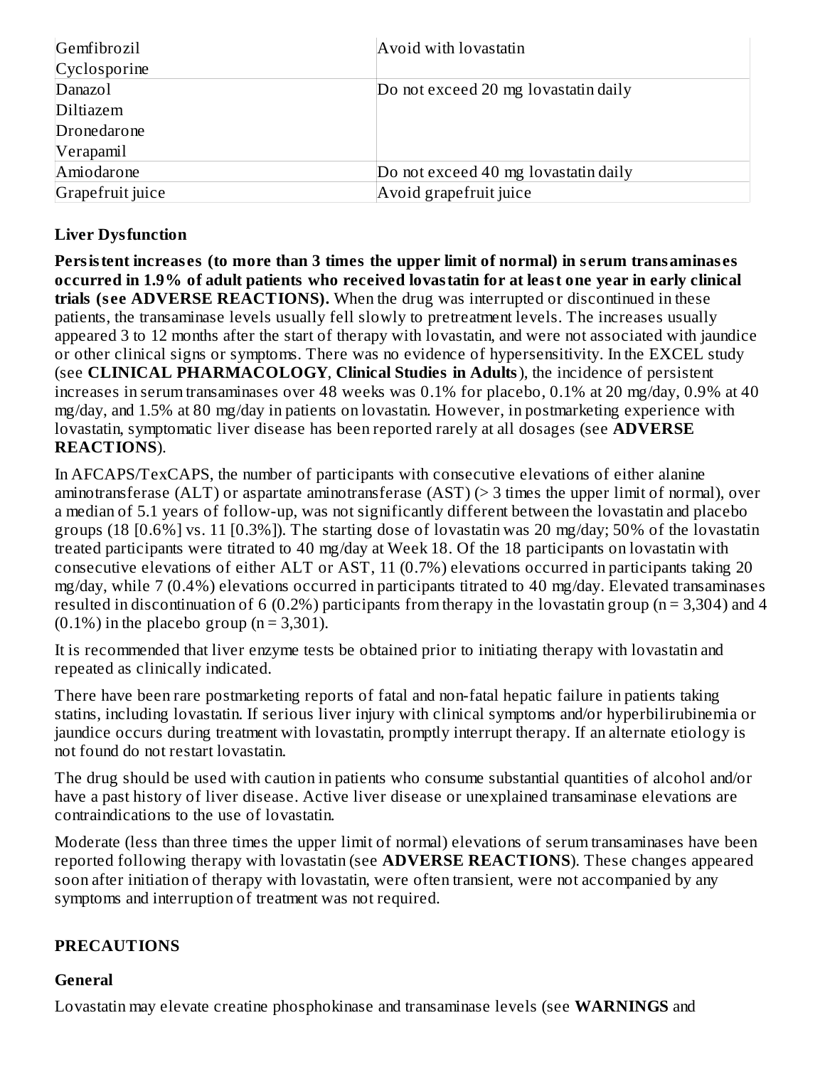| | |
|---|---|
| Gemfibrozil<br>Cyclosporine | Avoid with lovastatin |
| Danazol<br>Diltiazem<br>Dronedarone<br>Verapamil | Do not exceed 20 mg lovastatin daily |
| Amiodarone | Do not exceed 40 mg lovastatin daily |
| Grapefruit juice | Avoid grapefruit juice |

### Liver Dysfunction

**Persistent increases (to more than 3 times the upper limit of normal) in serum transaminases occurred in 1.9% of adult patients who received lovastatin for at least one year in early clinical trials (see ADVERSE REACTIONS).** When the drug was interrupted or discontinued in these patients, the transaminase levels usually fell slowly to pretreatment levels. The increases usually appeared 3 to 12 months after the start of therapy with lovastatin, and were not associated with jaundice or other clinical signs or symptoms. There was no evidence of hypersensitivity. In the EXCEL study (see **CLINICAL PHARMACOLOGY**, **Clinical Studies in Adults**), the incidence of persistent increases in serum transaminases over 48 weeks was 0.1% for placebo, 0.1% at 20 mg/day, 0.9% at 40 mg/day, and 1.5% at 80 mg/day in patients on lovastatin. However, in postmarketing experience with lovastatin, symptomatic liver disease has been reported rarely at all dosages (see **ADVERSE REACTIONS**).

In AFCAPS/TexCAPS, the number of participants with consecutive elevations of either alanine aminotransferase (ALT) or aspartate aminotransferase (AST) (> 3 times the upper limit of normal), over a median of 5.1 years of follow-up, was not significantly different between the lovastatin and placebo groups (18 [0.6%] vs. 11 [0.3%]). The starting dose of lovastatin was 20 mg/day; 50% of the lovastatin treated participants were titrated to 40 mg/day at Week 18. Of the 18 participants on lovastatin with consecutive elevations of either ALT or AST, 11 (0.7%) elevations occurred in participants taking 20 mg/day, while 7 (0.4%) elevations occurred in participants titrated to 40 mg/day. Elevated transaminases resulted in discontinuation of 6 (0.2%) participants from therapy in the lovastatin group (n = 3,304) and 4 (0.1%) in the placebo group (n = 3,301).

It is recommended that liver enzyme tests be obtained prior to initiating therapy with lovastatin and repeated as clinically indicated.

There have been rare postmarketing reports of fatal and non-fatal hepatic failure in patients taking statins, including lovastatin. If serious liver injury with clinical symptoms and/or hyperbilirubinemia or jaundice occurs during treatment with lovastatin, promptly interrupt therapy. If an alternate etiology is not found do not restart lovastatin.

The drug should be used with caution in patients who consume substantial quantities of alcohol and/or have a past history of liver disease. Active liver disease or unexplained transaminase elevations are contraindications to the use of lovastatin.

Moderate (less than three times the upper limit of normal) elevations of serum transaminases have been reported following therapy with lovastatin (see **ADVERSE REACTIONS**). These changes appeared soon after initiation of therapy with lovastatin, were often transient, were not accompanied by any symptoms and interruption of treatment was not required.

## PRECAUTIONS

### General

Lovastatin may elevate creatine phosphokinase and transaminase levels (see **WARNINGS** and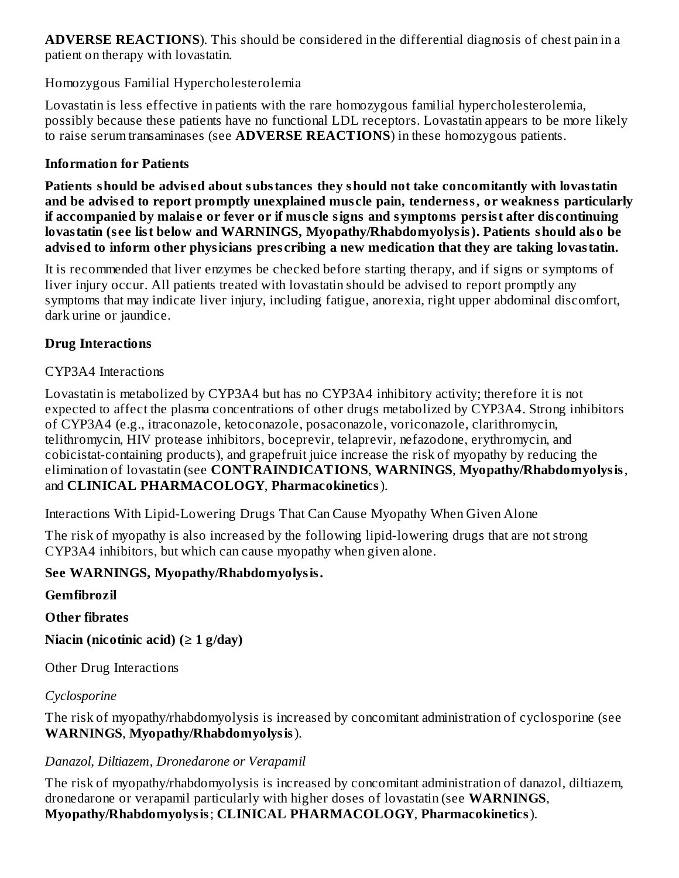**ADVERSE REACTIONS**). This should be considered in the differential diagnosis of chest pain in a patient on therapy with lovastatin.

Homozygous Familial Hypercholesterolemia

Lovastatin is less effective in patients with the rare homozygous familial hypercholesterolemia, possibly because these patients have no functional LDL receptors. Lovastatin appears to be more likely to raise serum transaminases (see **ADVERSE REACTIONS**) in these homozygous patients.

**Information for Patients**

**Patients should be advised about substances they should not take concomitantly with lovastatin and be advised to report promptly unexplained muscle pain, tenderness, or weakness particularly if accompanied by malaise or fever or if muscle signs and symptoms persist after discontinuing lovastatin (see list below and WARNINGS, Myopathy/Rhabdomyolysis). Patients should also be advised to inform other physicians prescribing a new medication that they are taking lovastatin.**

It is recommended that liver enzymes be checked before starting therapy, and if signs or symptoms of liver injury occur. All patients treated with lovastatin should be advised to report promptly any symptoms that may indicate liver injury, including fatigue, anorexia, right upper abdominal discomfort, dark urine or jaundice.

**Drug Interactions**

CYP3A4 Interactions

Lovastatin is metabolized by CYP3A4 but has no CYP3A4 inhibitory activity; therefore it is not expected to affect the plasma concentrations of other drugs metabolized by CYP3A4. Strong inhibitors of CYP3A4 (e.g., itraconazole, ketoconazole, posaconazole, voriconazole, clarithromycin, telithromycin, HIV protease inhibitors, boceprevir, telaprevir, nefazodone, erythromycin, and cobicistat-containing products), and grapefruit juice increase the risk of myopathy by reducing the elimination of lovastatin (see **CONTRAINDICATIONS**, **WARNINGS**, **Myopathy/Rhabdomyolysis**, and **CLINICAL PHARMACOLOGY**, **Pharmacokinetics**).

Interactions With Lipid-Lowering Drugs That Can Cause Myopathy When Given Alone

The risk of myopathy is also increased by the following lipid-lowering drugs that are not strong CYP3A4 inhibitors, but which can cause myopathy when given alone.

**See WARNINGS, Myopathy/Rhabdomyolysis.**

**Gemfibrozil**

**Other fibrates**

**Niacin (nicotinic acid) (≥ 1 g/day)**

Other Drug Interactions

*Cyclosporine*

The risk of myopathy/rhabdomyolysis is increased by concomitant administration of cyclosporine (see **WARNINGS**, **Myopathy/Rhabdomyolysis**).

*Danazol, Diltiazem, Dronedarone or Verapamil*

The risk of myopathy/rhabdomyolysis is increased by concomitant administration of danazol, diltiazem, dronedarone or verapamil particularly with higher doses of lovastatin (see **WARNINGS**, **Myopathy/Rhabdomyolysis**; **CLINICAL PHARMACOLOGY**, **Pharmacokinetics**).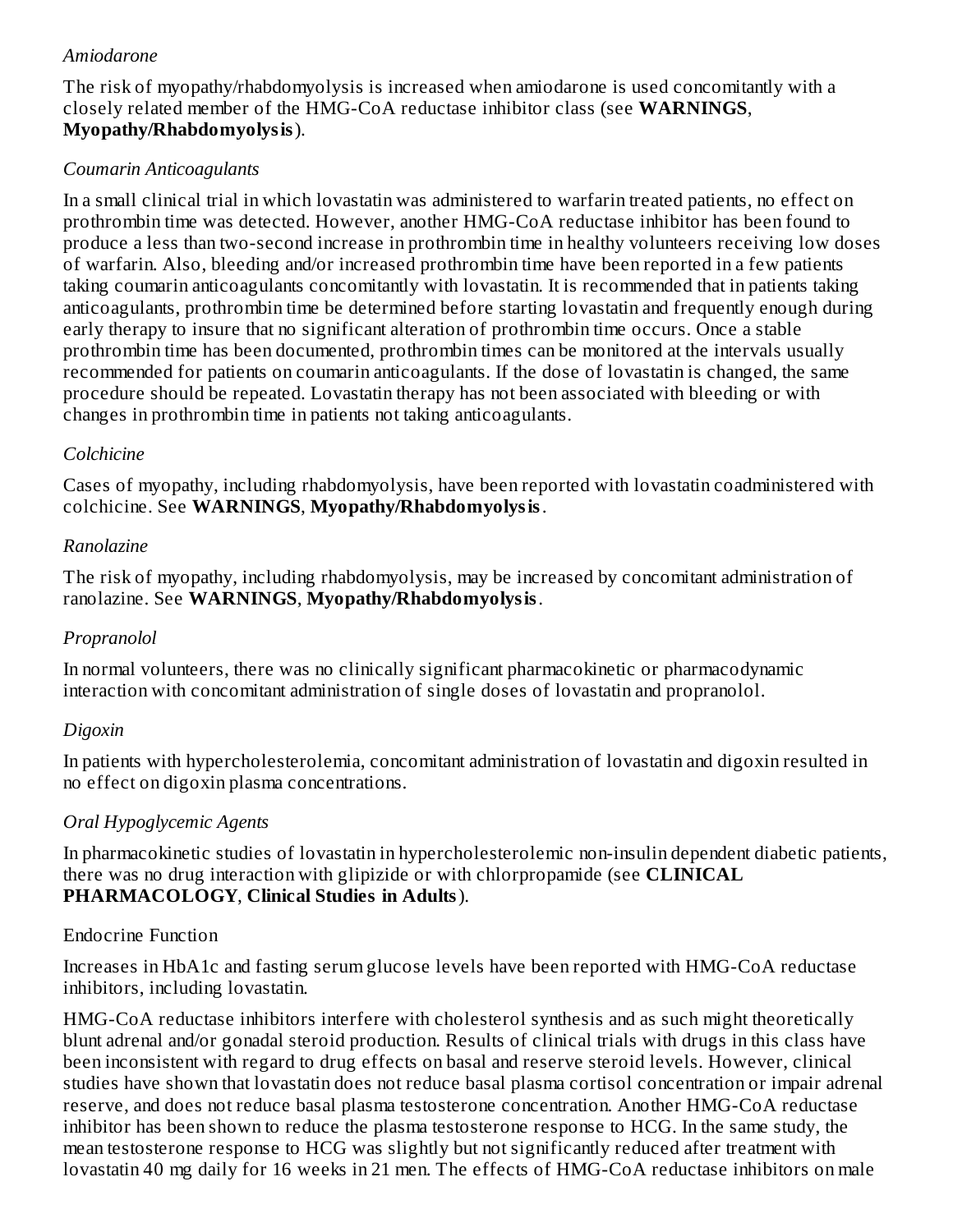*Amiodarone*

The risk of myopathy/rhabdomyolysis is increased when amiodarone is used concomitantly with a closely related member of the HMG-CoA reductase inhibitor class (see **WARNINGS**, **Myopathy/Rhabdomyolysis**).

*Coumarin Anticoagulants*

In a small clinical trial in which lovastatin was administered to warfarin treated patients, no effect on prothrombin time was detected. However, another HMG-CoA reductase inhibitor has been found to produce a less than two-second increase in prothrombin time in healthy volunteers receiving low doses of warfarin. Also, bleeding and/or increased prothrombin time have been reported in a few patients taking coumarin anticoagulants concomitantly with lovastatin. It is recommended that in patients taking anticoagulants, prothrombin time be determined before starting lovastatin and frequently enough during early therapy to insure that no significant alteration of prothrombin time occurs. Once a stable prothrombin time has been documented, prothrombin times can be monitored at the intervals usually recommended for patients on coumarin anticoagulants. If the dose of lovastatin is changed, the same procedure should be repeated. Lovastatin therapy has not been associated with bleeding or with changes in prothrombin time in patients not taking anticoagulants.

*Colchicine*

Cases of myopathy, including rhabdomyolysis, have been reported with lovastatin coadministered with colchicine. See **WARNINGS**, **Myopathy/Rhabdomyolysis**.

*Ranolazine*

The risk of myopathy, including rhabdomyolysis, may be increased by concomitant administration of ranolazine. See **WARNINGS**, **Myopathy/Rhabdomyolysis**.

*Propranolol*

In normal volunteers, there was no clinically significant pharmacokinetic or pharmacodynamic interaction with concomitant administration of single doses of lovastatin and propranolol.

*Digoxin*

In patients with hypercholesterolemia, concomitant administration of lovastatin and digoxin resulted in no effect on digoxin plasma concentrations.

*Oral Hypoglycemic Agents*

In pharmacokinetic studies of lovastatin in hypercholesterolemic non-insulin dependent diabetic patients, there was no drug interaction with glipizide or with chlorpropamide (see **CLINICAL PHARMACOLOGY**, **Clinical Studies in Adults**).

Endocrine Function

Increases in HbA1c and fasting serum glucose levels have been reported with HMG-CoA reductase inhibitors, including lovastatin.

HMG-CoA reductase inhibitors interfere with cholesterol synthesis and as such might theoretically blunt adrenal and/or gonadal steroid production. Results of clinical trials with drugs in this class have been inconsistent with regard to drug effects on basal and reserve steroid levels. However, clinical studies have shown that lovastatin does not reduce basal plasma cortisol concentration or impair adrenal reserve, and does not reduce basal plasma testosterone concentration. Another HMG-CoA reductase inhibitor has been shown to reduce the plasma testosterone response to HCG. In the same study, the mean testosterone response to HCG was slightly but not significantly reduced after treatment with lovastatin 40 mg daily for 16 weeks in 21 men. The effects of HMG-CoA reductase inhibitors on male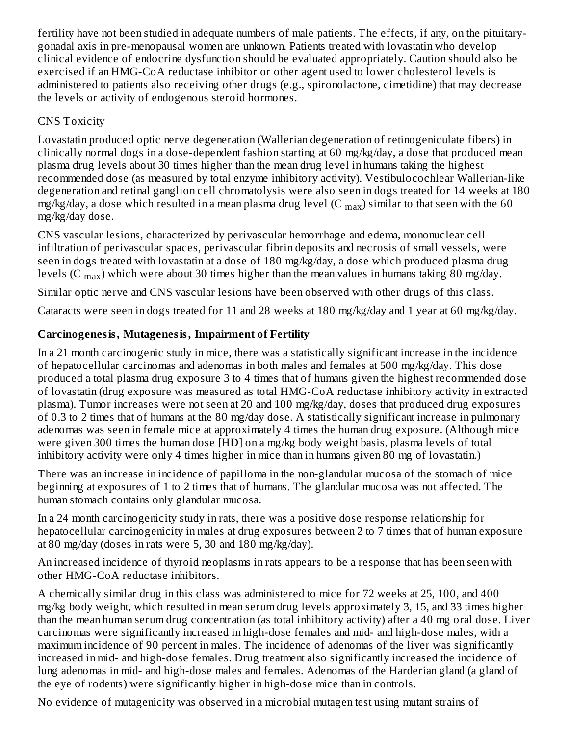fertility have not been studied in adequate numbers of male patients. The effects, if any, on the pituitary-gonadal axis in pre-menopausal women are unknown. Patients treated with lovastatin who develop clinical evidence of endocrine dysfunction should be evaluated appropriately. Caution should also be exercised if an HMG-CoA reductase inhibitor or other agent used to lower cholesterol levels is administered to patients also receiving other drugs (e.g., spironolactone, cimetidine) that may decrease the levels or activity of endogenous steroid hormones.

CNS Toxicity

Lovastatin produced optic nerve degeneration (Wallerian degeneration of retinogeniculate fibers) in clinically normal dogs in a dose-dependent fashion starting at 60 mg/kg/day, a dose that produced mean plasma drug levels about 30 times higher than the mean drug level in humans taking the highest recommended dose (as measured by total enzyme inhibitory activity). Vestibulocochlear Wallerian-like degeneration and retinal ganglion cell chromatolysis were also seen in dogs treated for 14 weeks at 180 mg/kg/day, a dose which resulted in a mean plasma drug level ($C_{max}$) similar to that seen with the 60 mg/kg/day dose.

CNS vascular lesions, characterized by perivascular hemorrhage and edema, mononuclear cell infiltration of perivascular spaces, perivascular fibrin deposits and necrosis of small vessels, were seen in dogs treated with lovastatin at a dose of 180 mg/kg/day, a dose which produced plasma drug levels ($C_{max}$) which were about 30 times higher than the mean values in humans taking 80 mg/day.

Similar optic nerve and CNS vascular lesions have been observed with other drugs of this class.

Cataracts were seen in dogs treated for 11 and 28 weeks at 180 mg/kg/day and 1 year at 60 mg/kg/day.

**Carcinogenesis, Mutagenesis, Impairment of Fertility**

In a 21 month carcinogenic study in mice, there was a statistically significant increase in the incidence of hepatocellular carcinomas and adenomas in both males and females at 500 mg/kg/day. This dose produced a total plasma drug exposure 3 to 4 times that of humans given the highest recommended dose of lovastatin (drug exposure was measured as total HMG-CoA reductase inhibitory activity in extracted plasma). Tumor increases were not seen at 20 and 100 mg/kg/day, doses that produced drug exposures of 0.3 to 2 times that of humans at the 80 mg/day dose. A statistically significant increase in pulmonary adenomas was seen in female mice at approximately 4 times the human drug exposure. (Although mice were given 300 times the human dose [HD] on a mg/kg body weight basis, plasma levels of total inhibitory activity were only 4 times higher in mice than in humans given 80 mg of lovastatin.)

There was an increase in incidence of papilloma in the non-glandular mucosa of the stomach of mice beginning at exposures of 1 to 2 times that of humans. The glandular mucosa was not affected. The human stomach contains only glandular mucosa.

In a 24 month carcinogenicity study in rats, there was a positive dose response relationship for hepatocellular carcinogenicity in males at drug exposures between 2 to 7 times that of human exposure at 80 mg/day (doses in rats were 5, 30 and 180 mg/kg/day).

An increased incidence of thyroid neoplasms in rats appears to be a response that has been seen with other HMG-CoA reductase inhibitors.

A chemically similar drug in this class was administered to mice for 72 weeks at 25, 100, and 400 mg/kg body weight, which resulted in mean serum drug levels approximately 3, 15, and 33 times higher than the mean human serum drug concentration (as total inhibitory activity) after a 40 mg oral dose. Liver carcinomas were significantly increased in high-dose females and mid- and high-dose males, with a maximum incidence of 90 percent in males. The incidence of adenomas of the liver was significantly increased in mid- and high-dose females. Drug treatment also significantly increased the incidence of lung adenomas in mid- and high-dose males and females. Adenomas of the Harderian gland (a gland of the eye of rodents) were significantly higher in high-dose mice than in controls.

No evidence of mutagenicity was observed in a microbial mutagen test using mutant strains of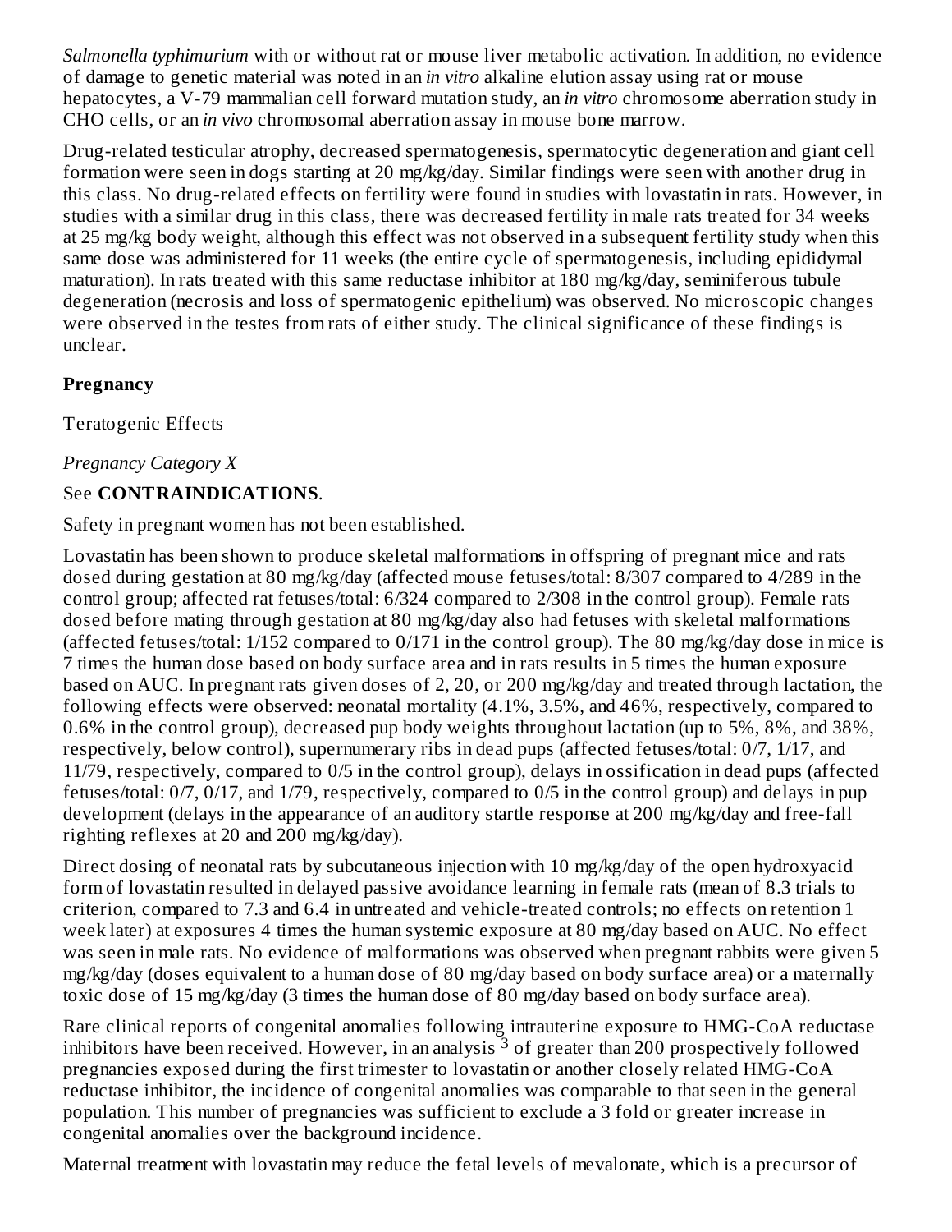*Salmonella typhimurium* with or without rat or mouse liver metabolic activation. In addition, no evidence of damage to genetic material was noted in an *in vitro* alkaline elution assay using rat or mouse hepatocytes, a V-79 mammalian cell forward mutation study, an *in vitro* chromosome aberration study in CHO cells, or an *in vivo* chromosomal aberration assay in mouse bone marrow.

Drug-related testicular atrophy, decreased spermatogenesis, spermatocytic degeneration and giant cell formation were seen in dogs starting at 20 mg/kg/day. Similar findings were seen with another drug in this class. No drug-related effects on fertility were found in studies with lovastatin in rats. However, in studies with a similar drug in this class, there was decreased fertility in male rats treated for 34 weeks at 25 mg/kg body weight, although this effect was not observed in a subsequent fertility study when this same dose was administered for 11 weeks (the entire cycle of spermatogenesis, including epididymal maturation). In rats treated with this same reductase inhibitor at 180 mg/kg/day, seminiferous tubule degeneration (necrosis and loss of spermatogenic epithelium) was observed. No microscopic changes were observed in the testes from rats of either study. The clinical significance of these findings is unclear.

**Pregnancy**

Teratogenic Effects

*Pregnancy Category X*

See **CONTRAINDICATIONS**.

Safety in pregnant women has not been established.

Lovastatin has been shown to produce skeletal malformations in offspring of pregnant mice and rats dosed during gestation at 80 mg/kg/day (affected mouse fetuses/total: 8/307 compared to 4/289 in the control group; affected rat fetuses/total: 6/324 compared to 2/308 in the control group). Female rats dosed before mating through gestation at 80 mg/kg/day also had fetuses with skeletal malformations (affected fetuses/total: 1/152 compared to 0/171 in the control group). The 80 mg/kg/day dose in mice is 7 times the human dose based on body surface area and in rats results in 5 times the human exposure based on AUC. In pregnant rats given doses of 2, 20, or 200 mg/kg/day and treated through lactation, the following effects were observed: neonatal mortality (4.1%, 3.5%, and 46%, respectively, compared to 0.6% in the control group), decreased pup body weights throughout lactation (up to 5%, 8%, and 38%, respectively, below control), supernumerary ribs in dead pups (affected fetuses/total: 0/7, 1/17, and 11/79, respectively, compared to 0/5 in the control group), delays in ossification in dead pups (affected fetuses/total: 0/7, 0/17, and 1/79, respectively, compared to 0/5 in the control group) and delays in pup development (delays in the appearance of an auditory startle response at 200 mg/kg/day and free-fall righting reflexes at 20 and 200 mg/kg/day).

Direct dosing of neonatal rats by subcutaneous injection with 10 mg/kg/day of the open hydroxyacid form of lovastatin resulted in delayed passive avoidance learning in female rats (mean of 8.3 trials to criterion, compared to 7.3 and 6.4 in untreated and vehicle-treated controls; no effects on retention 1 week later) at exposures 4 times the human systemic exposure at 80 mg/day based on AUC. No effect was seen in male rats. No evidence of malformations was observed when pregnant rabbits were given 5 mg/kg/day (doses equivalent to a human dose of 80 mg/day based on body surface area) or a maternally toxic dose of 15 mg/kg/day (3 times the human dose of 80 mg/day based on body surface area).

Rare clinical reports of congenital anomalies following intrauterine exposure to HMG-CoA reductase inhibitors have been received. However, in an analysis [3] of greater than 200 prospectively followed pregnancies exposed during the first trimester to lovastatin or another closely related HMG-CoA reductase inhibitor, the incidence of congenital anomalies was comparable to that seen in the general population. This number of pregnancies was sufficient to exclude a 3 fold or greater increase in congenital anomalies over the background incidence.

Maternal treatment with lovastatin may reduce the fetal levels of mevalonate, which is a precursor of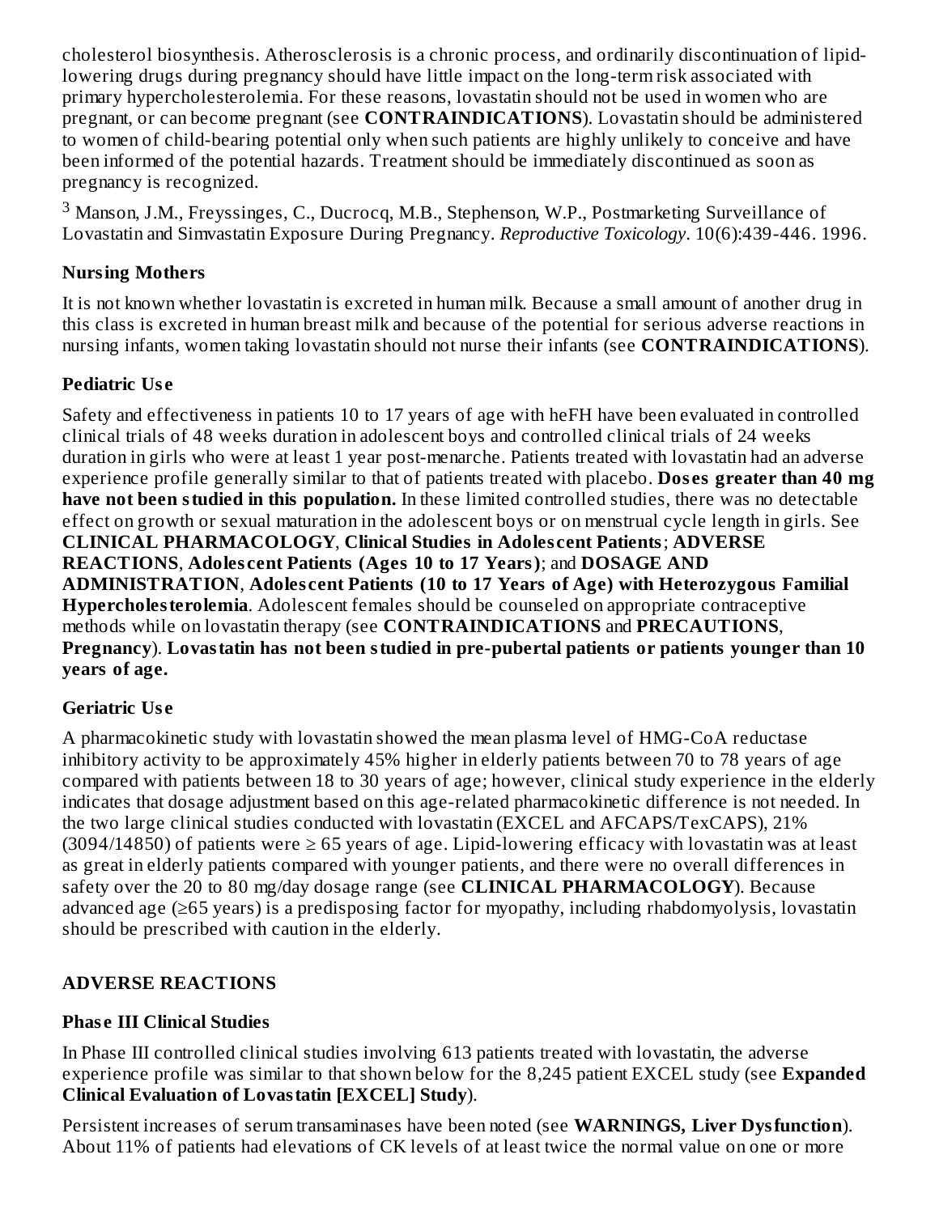cholesterol biosynthesis. Atherosclerosis is a chronic process, and ordinarily discontinuation of lipid-lowering drugs during pregnancy should have little impact on the long-term risk associated with primary hypercholesterolemia. For these reasons, lovastatin should not be used in women who are pregnant, or can become pregnant (see **CONTRAINDICATIONS**). Lovastatin should be administered to women of child-bearing potential only when such patients are highly unlikely to conceive and have been informed of the potential hazards. Treatment should be immediately discontinued as soon as pregnancy is recognized.

[3] Manson, J.M., Freyssinges, C., Ducrocq, M.B., Stephenson, W.P., Postmarketing Surveillance of Lovastatin and Simvastatin Exposure During Pregnancy. *Reproductive Toxicology*. 10(6):439-446. 1996.

### Nursing Mothers

It is not known whether lovastatin is excreted in human milk. Because a small amount of another drug in this class is excreted in human breast milk and because of the potential for serious adverse reactions in nursing infants, women taking lovastatin should not nurse their infants (see **CONTRAINDICATIONS**).

### Pediatric Use

Safety and effectiveness in patients 10 to 17 years of age with heFH have been evaluated in controlled clinical trials of 48 weeks duration in adolescent boys and controlled clinical trials of 24 weeks duration in girls who were at least 1 year post-menarche. Patients treated with lovastatin had an adverse experience profile generally similar to that of patients treated with placebo. **Doses greater than 40 mg have not been studied in this population.** In these limited controlled studies, there was no detectable effect on growth or sexual maturation in the adolescent boys or on menstrual cycle length in girls. See **CLINICAL PHARMACOLOGY**, **Clinical Studies in Adolescent Patients**; **ADVERSE REACTIONS**, **Adolescent Patients (Ages 10 to 17 Years)**; and **DOSAGE AND ADMINISTRATION**, **Adolescent Patients (10 to 17 Years of Age) with Heterozygous Familial Hypercholesterolemia**. Adolescent females should be counseled on appropriate contraceptive methods while on lovastatin therapy (see **CONTRAINDICATIONS** and **PRECAUTIONS**, **Pregnancy**). **Lovastatin has not been studied in pre-pubertal patients or patients younger than 10 years of age.**

### Geriatric Use

A pharmacokinetic study with lovastatin showed the mean plasma level of HMG-CoA reductase inhibitory activity to be approximately 45% higher in elderly patients between 70 to 78 years of age compared with patients between 18 to 30 years of age; however, clinical study experience in the elderly indicates that dosage adjustment based on this age-related pharmacokinetic difference is not needed. In the two large clinical studies conducted with lovastatin (EXCEL and AFCAPS/TexCAPS), 21% (3094/14850) of patients were ≥ 65 years of age. Lipid-lowering efficacy with lovastatin was at least as great in elderly patients compared with younger patients, and there were no overall differences in safety over the 20 to 80 mg/day dosage range (see **CLINICAL PHARMACOLOGY**). Because advanced age (≥65 years) is a predisposing factor for myopathy, including rhabdomyolysis, lovastatin should be prescribed with caution in the elderly.

## ADVERSE REACTIONS

### Phase III Clinical Studies

In Phase III controlled clinical studies involving 613 patients treated with lovastatin, the adverse experience profile was similar to that shown below for the 8,245 patient EXCEL study (see **Expanded Clinical Evaluation of Lovastatin [EXCEL] Study**).

Persistent increases of serum transaminases have been noted (see **WARNINGS, Liver Dysfunction**). About 11% of patients had elevations of CK levels of at least twice the normal value on one or more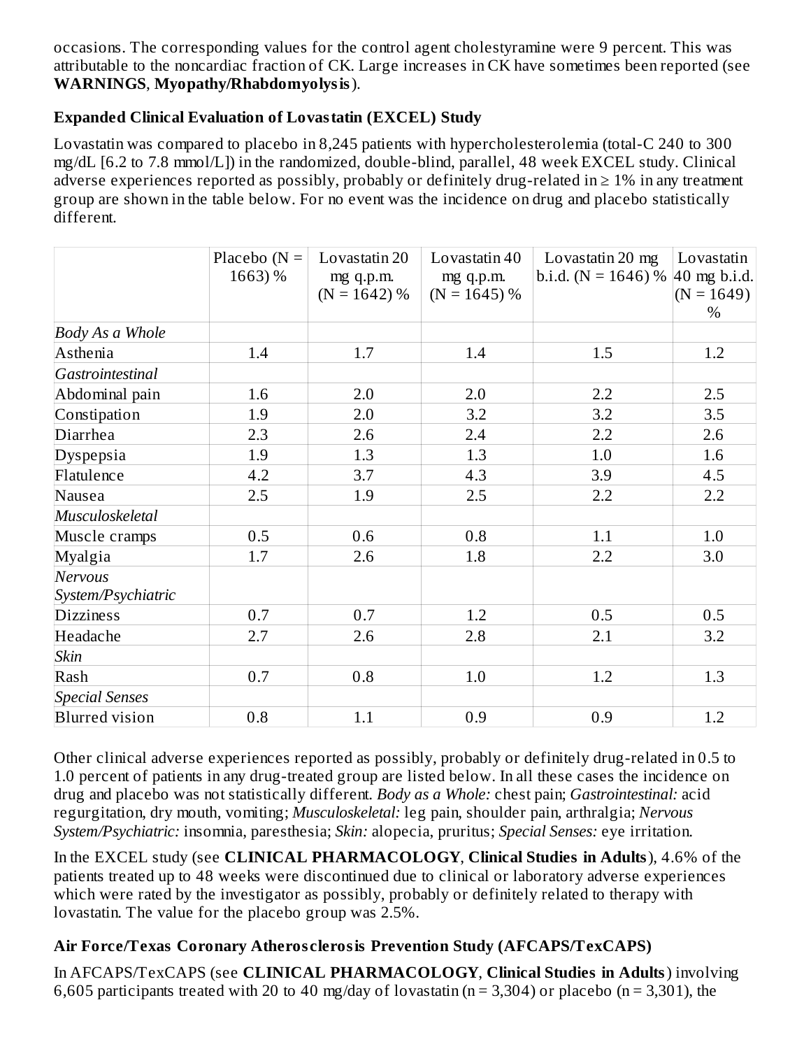occasions. The corresponding values for the control agent cholestyramine were 9 percent. This was attributable to the noncardiac fraction of CK. Large increases in CK have sometimes been reported (see **WARNINGS**, **Myopathy/Rhabdomyolysis**).

### Expanded Clinical Evaluation of Lovastatin (EXCEL) Study

Lovastatin was compared to placebo in 8,245 patients with hypercholesterolemia (total-C 240 to 300 mg/dL [6.2 to 7.8 mmol/L]) in the randomized, double-blind, parallel, 48 week EXCEL study. Clinical adverse experiences reported as possibly, probably or definitely drug-related in ≥ 1% in any treatment group are shown in the table below. For no event was the incidence on drug and placebo statistically different.

| | Placebo (N = 1663) % | Lovastatin 20 mg q.p.m. (N = 1642) % | Lovastatin 40 mg q.p.m. (N = 1645) % | Lovastatin 20 mg b.i.d. (N = 1646) % | Lovastatin 40 mg b.i.d. (N = 1649) % |
|---|---|---|---|---|---|
| *Body As a Whole* | | | | | |
| Asthenia | 1.4 | 1.7 | 1.4 | 1.5 | 1.2 |
| *Gastrointestinal* | | | | | |
| Abdominal pain | 1.6 | 2.0 | 2.0 | 2.2 | 2.5 |
| Constipation | 1.9 | 2.0 | 3.2 | 3.2 | 3.5 |
| Diarrhea | 2.3 | 2.6 | 2.4 | 2.2 | 2.6 |
| Dyspepsia | 1.9 | 1.3 | 1.3 | 1.0 | 1.6 |
| Flatulence | 4.2 | 3.7 | 4.3 | 3.9 | 4.5 |
| Nausea | 2.5 | 1.9 | 2.5 | 2.2 | 2.2 |
| *Musculoskeletal* | | | | | |
| Muscle cramps | 0.5 | 0.6 | 0.8 | 1.1 | 1.0 |
| Myalgia | 1.7 | 2.6 | 1.8 | 2.2 | 3.0 |
| *Nervous System/Psychiatric* | | | | | |
| Dizziness | 0.7 | 0.7 | 1.2 | 0.5 | 0.5 |
| Headache | 2.7 | 2.6 | 2.8 | 2.1 | 3.2 |
| *Skin* | | | | | |
| Rash | 0.7 | 0.8 | 1.0 | 1.2 | 1.3 |
| *Special Senses* | | | | | |
| Blurred vision | 0.8 | 1.1 | 0.9 | 0.9 | 1.2 |

Other clinical adverse experiences reported as possibly, probably or definitely drug-related in 0.5 to 1.0 percent of patients in any drug-treated group are listed below. In all these cases the incidence on drug and placebo was not statistically different. *Body as a Whole:* chest pain; *Gastrointestinal:* acid regurgitation, dry mouth, vomiting; *Musculoskeletal:* leg pain, shoulder pain, arthralgia; *Nervous System/Psychiatric:* insomnia, paresthesia; *Skin:* alopecia, pruritus; *Special Senses:* eye irritation.

In the EXCEL study (see **CLINICAL PHARMACOLOGY**, **Clinical Studies in Adults**), 4.6% of the patients treated up to 48 weeks were discontinued due to clinical or laboratory adverse experiences which were rated by the investigator as possibly, probably or definitely related to therapy with lovastatin. The value for the placebo group was 2.5%.

### Air Force/Texas Coronary Atherosclerosis Prevention Study (AFCAPS/TexCAPS)

In AFCAPS/TexCAPS (see **CLINICAL PHARMACOLOGY**, **Clinical Studies in Adults**) involving 6,605 participants treated with 20 to 40 mg/day of lovastatin (n = 3,304) or placebo (n = 3,301), the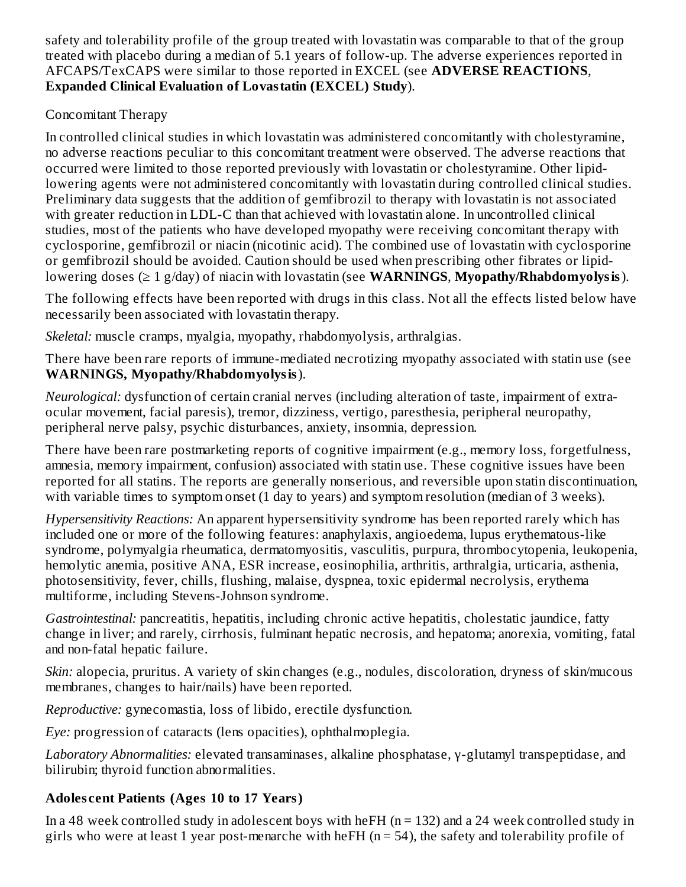safety and tolerability profile of the group treated with lovastatin was comparable to that of the group treated with placebo during a median of 5.1 years of follow-up. The adverse experiences reported in AFCAPS/TexCAPS were similar to those reported in EXCEL (see **ADVERSE REACTIONS**, **Expanded Clinical Evaluation of Lovastatin (EXCEL) Study**).

Concomitant Therapy

In controlled clinical studies in which lovastatin was administered concomitantly with cholestyramine, no adverse reactions peculiar to this concomitant treatment were observed. The adverse reactions that occurred were limited to those reported previously with lovastatin or cholestyramine. Other lipid-lowering agents were not administered concomitantly with lovastatin during controlled clinical studies. Preliminary data suggests that the addition of gemfibrozil to therapy with lovastatin is not associated with greater reduction in LDL-C than that achieved with lovastatin alone. In uncontrolled clinical studies, most of the patients who have developed myopathy were receiving concomitant therapy with cyclosporine, gemfibrozil or niacin (nicotinic acid). The combined use of lovastatin with cyclosporine or gemfibrozil should be avoided. Caution should be used when prescribing other fibrates or lipid-lowering doses ($\geq$ 1 g/day) of niacin with lovastatin (see **WARNINGS**, **Myopathy/Rhabdomyolysis**).

The following effects have been reported with drugs in this class. Not all the effects listed below have necessarily been associated with lovastatin therapy.

*Skeletal:* muscle cramps, myalgia, myopathy, rhabdomyolysis, arthralgias.

There have been rare reports of immune-mediated necrotizing myopathy associated with statin use (see **WARNINGS, Myopathy/Rhabdomyolysis**).

*Neurological:* dysfunction of certain cranial nerves (including alteration of taste, impairment of extra-ocular movement, facial paresis), tremor, dizziness, vertigo, paresthesia, peripheral neuropathy, peripheral nerve palsy, psychic disturbances, anxiety, insomnia, depression.

There have been rare postmarketing reports of cognitive impairment (e.g., memory loss, forgetfulness, amnesia, memory impairment, confusion) associated with statin use. These cognitive issues have been reported for all statins. The reports are generally nonserious, and reversible upon statin discontinuation, with variable times to symptom onset (1 day to years) and symptom resolution (median of 3 weeks).

*Hypersensitivity Reactions:* An apparent hypersensitivity syndrome has been reported rarely which has included one or more of the following features: anaphylaxis, angioedema, lupus erythematous-like syndrome, polymyalgia rheumatica, dermatomyositis, vasculitis, purpura, thrombocytopenia, leukopenia, hemolytic anemia, positive ANA, ESR increase, eosinophilia, arthritis, arthralgia, urticaria, asthenia, photosensitivity, fever, chills, flushing, malaise, dyspnea, toxic epidermal necrolysis, erythema multiforme, including Stevens-Johnson syndrome.

*Gastrointestinal:* pancreatitis, hepatitis, including chronic active hepatitis, cholestatic jaundice, fatty change in liver; and rarely, cirrhosis, fulminant hepatic necrosis, and hepatoma; anorexia, vomiting, fatal and non-fatal hepatic failure.

*Skin:* alopecia, pruritus. A variety of skin changes (e.g., nodules, discoloration, dryness of skin/mucous membranes, changes to hair/nails) have been reported.

*Reproductive:* gynecomastia, loss of libido, erectile dysfunction.

*Eye:* progression of cataracts (lens opacities), ophthalmoplegia.

*Laboratory Abnormalities:* elevated transaminases, alkaline phosphatase, γ-glutamyl transpeptidase, and bilirubin; thyroid function abnormalities.

### Adolescent Patients (Ages 10 to 17 Years)

In a 48 week controlled study in adolescent boys with heFH (n = 132) and a 24 week controlled study in girls who were at least 1 year post-menarche with heFH (n = 54), the safety and tolerability profile of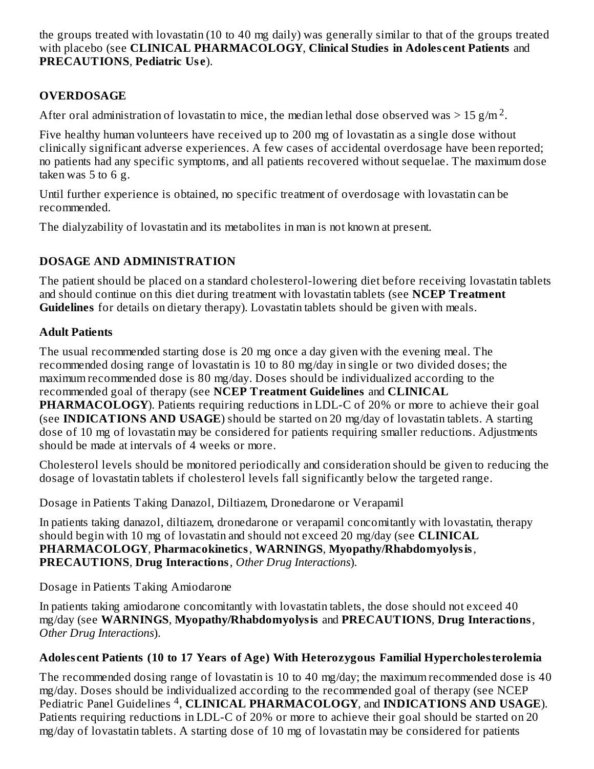the groups treated with lovastatin (10 to 40 mg daily) was generally similar to that of the groups treated with placebo (see **CLINICAL PHARMACOLOGY**, **Clinical Studies in Adolescent Patients** and **PRECAUTIONS**, **Pediatric Use**).

## OVERDOSAGE

After oral administration of lovastatin to mice, the median lethal dose observed was > 15 g/m$^2$.

Five healthy human volunteers have received up to 200 mg of lovastatin as a single dose without clinically significant adverse experiences. A few cases of accidental overdosage have been reported; no patients had any specific symptoms, and all patients recovered without sequelae. The maximum dose taken was 5 to 6 g.

Until further experience is obtained, no specific treatment of overdosage with lovastatin can be recommended.

The dialyzability of lovastatin and its metabolites in man is not known at present.

## DOSAGE AND ADMINISTRATION

The patient should be placed on a standard cholesterol-lowering diet before receiving lovastatin tablets and should continue on this diet during treatment with lovastatin tablets (see **NCEP Treatment Guidelines** for details on dietary therapy). Lovastatin tablets should be given with meals.

### Adult Patients

The usual recommended starting dose is 20 mg once a day given with the evening meal. The recommended dosing range of lovastatin is 10 to 80 mg/day in single or two divided doses; the maximum recommended dose is 80 mg/day. Doses should be individualized according to the recommended goal of therapy (see **NCEP Treatment Guidelines** and **CLINICAL PHARMACOLOGY**). Patients requiring reductions in LDL-C of 20% or more to achieve their goal (see **INDICATIONS AND USAGE**) should be started on 20 mg/day of lovastatin tablets. A starting dose of 10 mg of lovastatin may be considered for patients requiring smaller reductions. Adjustments should be made at intervals of 4 weeks or more.

Cholesterol levels should be monitored periodically and consideration should be given to reducing the dosage of lovastatin tablets if cholesterol levels fall significantly below the targeted range.

Dosage in Patients Taking Danazol, Diltiazem, Dronedarone or Verapamil

In patients taking danazol, diltiazem, dronedarone or verapamil concomitantly with lovastatin, therapy should begin with 10 mg of lovastatin and should not exceed 20 mg/day (see **CLINICAL PHARMACOLOGY**, **Pharmacokinetics**, **WARNINGS**, **Myopathy/Rhabdomyolysis**, **PRECAUTIONS**, **Drug Interactions**, *Other Drug Interactions*).

Dosage in Patients Taking Amiodarone

In patients taking amiodarone concomitantly with lovastatin tablets, the dose should not exceed 40 mg/day (see **WARNINGS**, **Myopathy/Rhabdomyolysis** and **PRECAUTIONS**, **Drug Interactions**, *Other Drug Interactions*).

### Adolescent Patients (10 to 17 Years of Age) With Heterozygous Familial Hypercholesterolemia

The recommended dosing range of lovastatin is 10 to 40 mg/day; the maximum recommended dose is 40 mg/day. Doses should be individualized according to the recommended goal of therapy (see NCEP Pediatric Panel Guidelines [4], **CLINICAL PHARMACOLOGY**, and **INDICATIONS AND USAGE**). Patients requiring reductions in LDL-C of 20% or more to achieve their goal should be started on 20 mg/day of lovastatin tablets. A starting dose of 10 mg of lovastatin may be considered for patients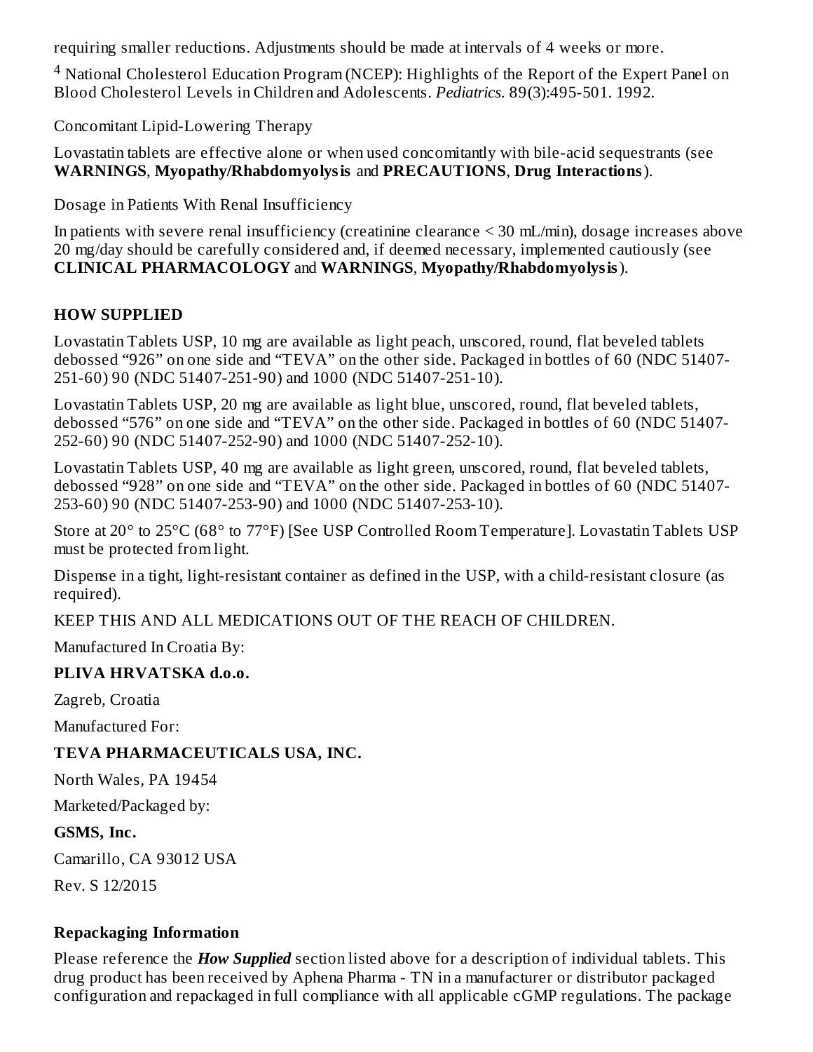requiring smaller reductions. Adjustments should be made at intervals of 4 weeks or more.

[4] National Cholesterol Education Program (NCEP): Highlights of the Report of the Expert Panel on Blood Cholesterol Levels in Children and Adolescents. *Pediatrics.* 89(3):495-501. 1992.

Concomitant Lipid-Lowering Therapy

Lovastatin tablets are effective alone or when used concomitantly with bile-acid sequestrants (see **WARNINGS**, **Myopathy/Rhabdomyolysis** and **PRECAUTIONS**, **Drug Interactions**).

Dosage in Patients With Renal Insufficiency

In patients with severe renal insufficiency (creatinine clearance < 30 mL/min), dosage increases above 20 mg/day should be carefully considered and, if deemed necessary, implemented cautiously (see **CLINICAL PHARMACOLOGY** and **WARNINGS**, **Myopathy/Rhabdomyolysis**).

## HOW SUPPLIED

Lovastatin Tablets USP, 10 mg are available as light peach, unscored, round, flat beveled tablets debossed “926” on one side and “TEVA” on the other side. Packaged in bottles of 60 (NDC 51407-251-60) 90 (NDC 51407-251-90) and 1000 (NDC 51407-251-10).

Lovastatin Tablets USP, 20 mg are available as light blue, unscored, round, flat beveled tablets, debossed “576” on one side and “TEVA” on the other side. Packaged in bottles of 60 (NDC 51407-252-60) 90 (NDC 51407-252-90) and 1000 (NDC 51407-252-10).

Lovastatin Tablets USP, 40 mg are available as light green, unscored, round, flat beveled tablets, debossed “928” on one side and “TEVA” on the other side. Packaged in bottles of 60 (NDC 51407-253-60) 90 (NDC 51407-253-90) and 1000 (NDC 51407-253-10).

Store at 20° to 25°C (68° to 77°F) [See USP Controlled Room Temperature]. Lovastatin Tablets USP must be protected from light.

Dispense in a tight, light-resistant container as defined in the USP, with a child-resistant closure (as required).

KEEP THIS AND ALL MEDICATIONS OUT OF THE REACH OF CHILDREN.

Manufactured In Croatia By:

**PLIVA HRVATSKA d.o.o.**

Zagreb, Croatia

Manufactured For:

**TEVA PHARMACEUTICALS USA, INC.**

North Wales, PA 19454

Marketed/Packaged by:

**GSMS, Inc.**

Camarillo, CA 93012 USA

Rev. S 12/2015

## Repackaging Information

Please reference the ***How Supplied*** section listed above for a description of individual tablets. This drug product has been received by Aphena Pharma - TN in a manufacturer or distributor packaged configuration and repackaged in full compliance with all applicable cGMP regulations. The package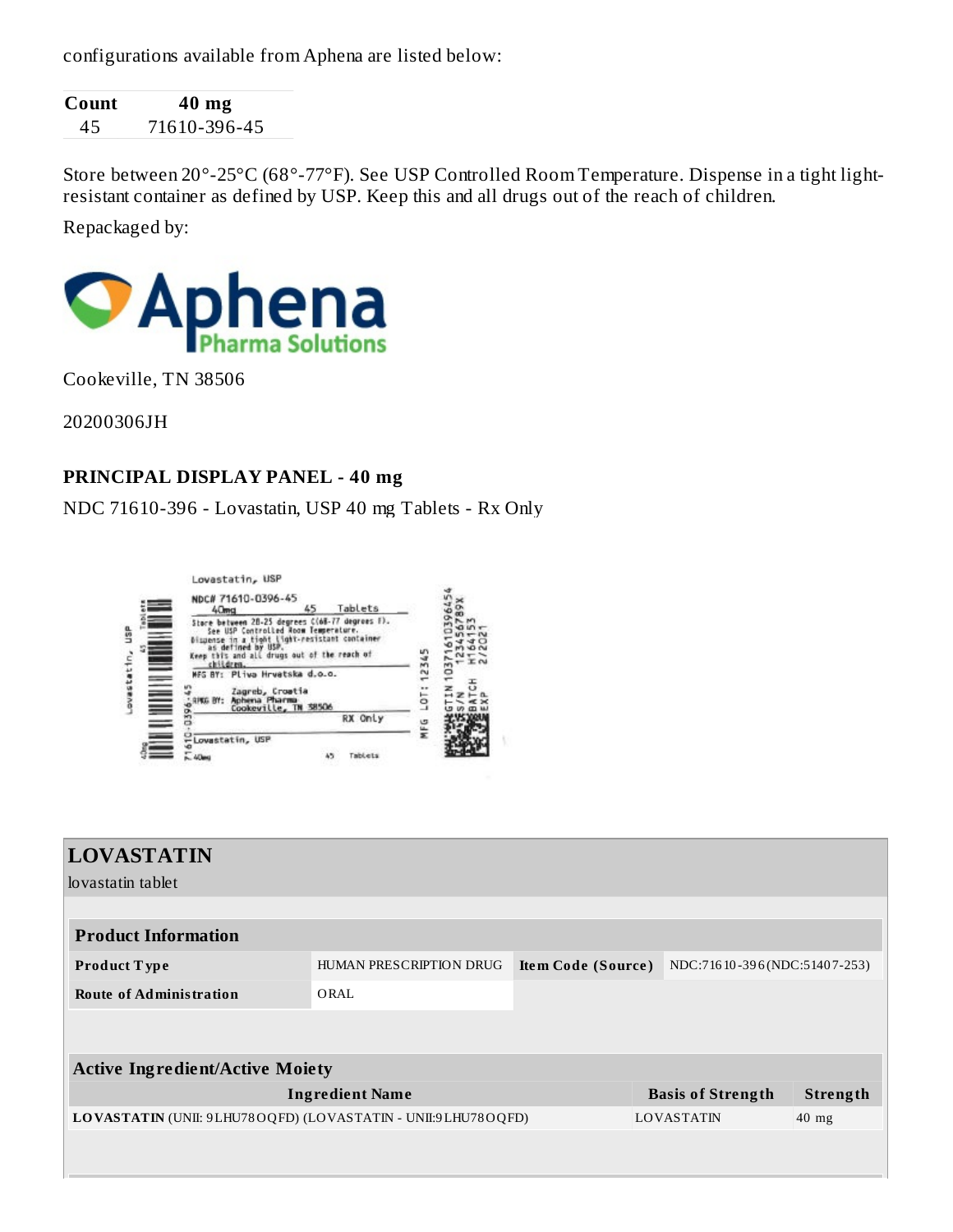configurations available from Aphena are listed below:

| Count | 40 mg |
|---|---|
| 45 | 71610-396-45 |

Store between 20°-25°C (68°-77°F). See USP Controlled Room Temperature. Dispense in a tight light-resistant container as defined by USP. Keep this and all drugs out of the reach of children.

Repackaged by:

Aphena Pharma Solutions

Cookeville, TN 38506

20200306JH

### PRINCIPAL DISPLAY PANEL - 40 mg

NDC 71610-396 - Lovastatin, USP 40 mg Tablets - Rx Only

Lovastatin, USP
NDC# 71610-0396-45
40mg 45 Tablets
Store between 20-25 degrees C(68-77 degrees F).
See USP Controlled Room Temperature.
Dispense in a tight light-resistant container as defined by USP.
Keep this and all drugs out of the reach of children.
MFG BY: Pliva Hrvatska d.o.o.
Zagreb, Croatia
RPKG BY: Aphena Pharma
Cookeville, TN 38506
RX Only
Lovastatin, USP
40mg 45 Tablets
MFG LOT: 12345
GTIN 10371610396454
S/N 123456789X
BATCH H16415
EXP 2/2021

## LOVASTATIN

lovastatin tablet

| Product Information | | | |
|---|---|---|---|
| **Product Type** | HUMAN PRESCRIPTION DRUG | **Item Code (Source)** | NDC:71610-396(NDC:51407-253) |
| **Route of Administration** | ORAL | | |

| Active Ingredient/Active Moiety | | |
|---|---|---|
| **Ingredient Name** | **Basis of Strength** | **Strength** |
| **LOVASTATIN** (UNII: 9LHU78OQFD) (LOVASTATIN - UNII:9LHU78OQFD) | LOVASTATIN | 40 mg |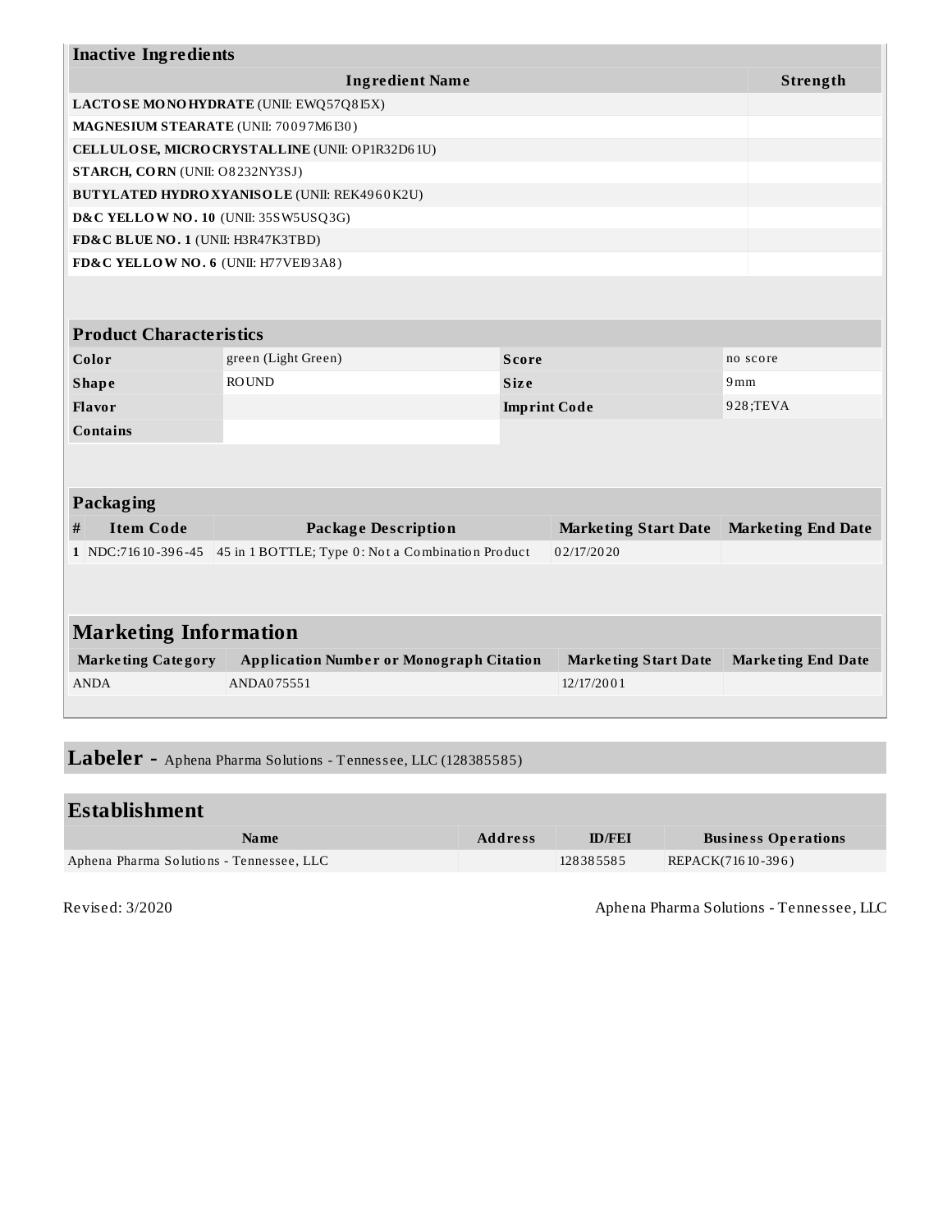| Inactive Ingredients | |
|---|---|
| **Ingredient Name** | **Strength** |
| **LACTOSE MONOHYDRATE** (UNII: EWQ57Q8I5X) | |
| **MAGNESIUM STEARATE** (UNII: 70097M6I30) | |
| **CELLULOSE, MICROCRYSTALLINE** (UNII: OP1R32D61U) | |
| **STARCH, CORN** (UNII: O8232NY3SJ) | |
| **BUTYLATED HYDROXYANISOLE** (UNII: REK4960K2U) | |
| **D&C YELLOW NO. 10** (UNII: 35SW5USQ3G) | |
| **FD&C BLUE NO. 1** (UNII: H3R47K3TBD) | |
| **FD&C YELLOW NO. 6** (UNII: H77VEI93A8) | |

| Product Characteristics | | | |
|---|---|---|---|
| **Color** | green (Light Green) | **Score** | no score |
| **Shape** | ROUND | **Size** | 9mm |
| **Flavor** | | **Imprint Code** | 928;TEVA |
| **Contains** | | | |

| Packaging | | | | |
|---|---|---|---|---|
| **#** | **Item Code** | **Package Description** | **Marketing Start Date** | **Marketing End Date** |
| 1 | NDC:71610-396-45 | 45 in 1 BOTTLE; Type 0: Not a Combination Product | 02/17/2020 | |

| Marketing Information | | | |
|---|---|---|---|
| **Marketing Category** | **Application Number or Monograph Citation** | **Marketing Start Date** | **Marketing End Date** |
| ANDA | ANDA075551 | 12/17/2001 | |

## Labeler - Aphena Pharma Solutions - Tennessee, LLC (128385585)

| Establishment | | | |
|---|---|---|---|
| **Name** | **Address** | **ID/FEI** | **Business Operations** |
| Aphena Pharma Solutions - Tennessee, LLC | | 128385585 | REPACK(71610-396) |

Revised: 3/2020

Aphena Pharma Solutions - Tennessee, LLC